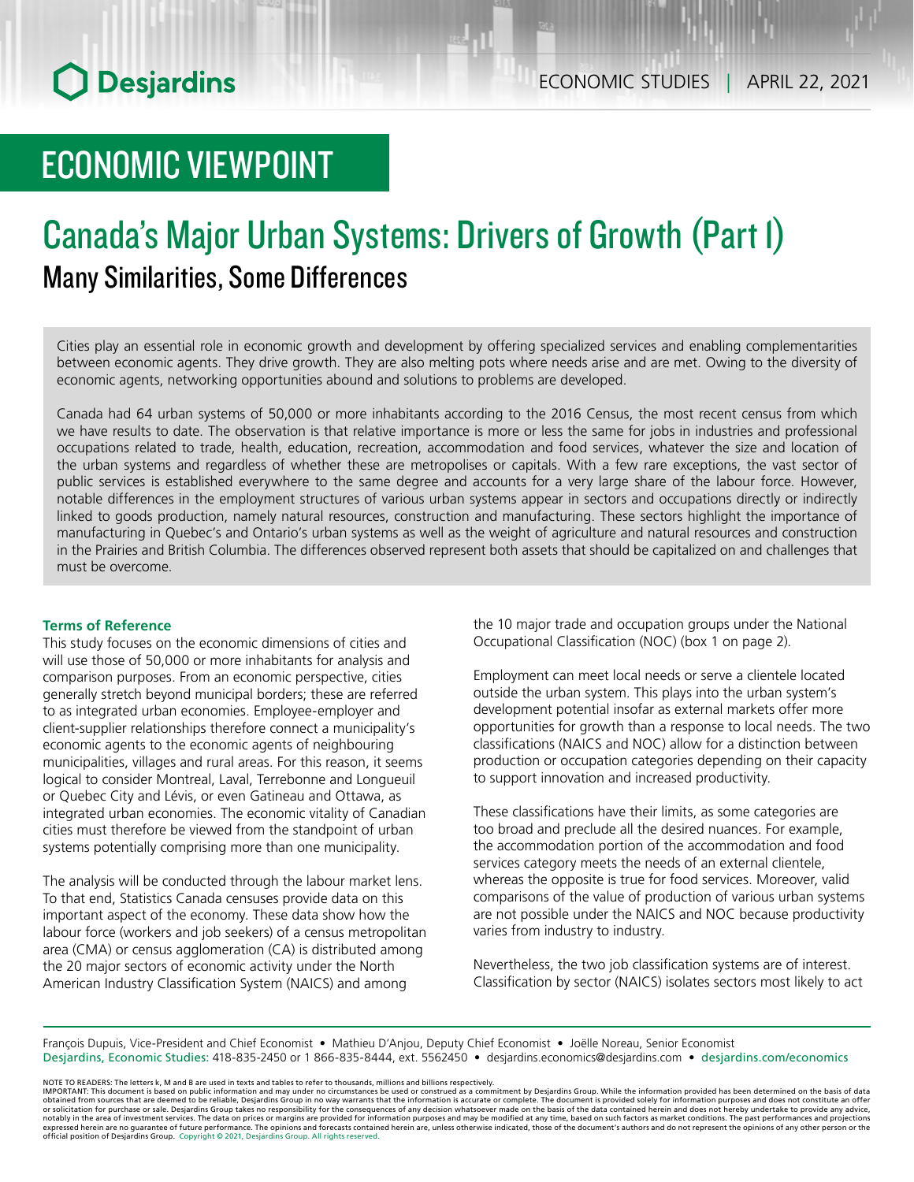ECONOMIC STUDIES | APRIL 22, 2021

# ECONOMIC VIEWPOINT

# Canada's Major Urban Systems: Drivers of Growth (Part I)

## Many Similarities, Some Differences

Cities play an essential role in economic growth and development by offering specialized services and enabling complementarities between economic agents. They drive growth. They are also melting pots where needs arise and are met. Owing to the diversity of economic agents, networking opportunities abound and solutions to problems are developed.

Canada had 64 urban systems of 50,000 or more inhabitants according to the 2016 Census, the most recent census from which we have results to date. The observation is that relative importance is more or less the same for jobs in industries and professional occupations related to trade, health, education, recreation, accommodation and food services, whatever the size and location of the urban systems and regardless of whether these are metropolises or capitals. With a few rare exceptions, the vast sector of public services is established everywhere to the same degree and accounts for a very large share of the labour force. However, notable differences in the employment structures of various urban systems appear in sectors and occupations directly or indirectly linked to goods production, namely natural resources, construction and manufacturing. These sectors highlight the importance of manufacturing in Quebec's and Ontario's urban systems as well as the weight of agriculture and natural resources and construction in the Prairies and British Columbia. The differences observed represent both assets that should be capitalized on and challenges that must be overcome.

### Terms of Reference

This study focuses on the economic dimensions of cities and will use those of 50,000 or more inhabitants for analysis and comparison purposes. From an economic perspective, cities generally stretch beyond municipal borders; these are referred to as integrated urban economies. Employee-employer and client-supplier relationships therefore connect a municipality's economic agents to the economic agents of neighbouring municipalities, villages and rural areas. For this reason, it seems logical to consider Montreal, Laval, Terrebonne and Longueuil or Quebec City and Lévis, or even Gatineau and Ottawa, as integrated urban economies. The economic vitality of Canadian cities must therefore be viewed from the standpoint of urban systems potentially comprising more than one municipality.

The analysis will be conducted through the labour market lens. To that end, Statistics Canada censuses provide data on this important aspect of the economy. These data show how the labour force (workers and job seekers) of a census metropolitan area (CMA) or census agglomeration (CA) is distributed among the 20 major sectors of economic activity under the North American Industry Classification System (NAICS) and among the 10 major trade and occupation groups under the National Occupational Classification (NOC) (box 1 on page 2).

Employment can meet local needs or serve a clientele located outside the urban system. This plays into the urban system's development potential insofar as external markets offer more opportunities for growth than a response to local needs. The two classifications (NAICS and NOC) allow for a distinction between production or occupation categories depending on their capacity to support innovation and increased productivity.

These classifications have their limits, as some categories are too broad and preclude all the desired nuances. For example, the accommodation portion of the accommodation and food services category meets the needs of an external clientele, whereas the opposite is true for food services. Moreover, valid comparisons of the value of production of various urban systems are not possible under the NAICS and NOC because productivity varies from industry to industry.

Nevertheless, the two job classification systems are of interest. Classification by sector (NAICS) isolates sectors most likely to act

François Dupuis, Vice-President and Chief Economist • Mathieu D'Anjou, Deputy Chief Economist • Joëlle Noreau, Senior Economist
Desjardins, Economic Studies: 418-835-2450 or 1 866-835-8444, ext. 5562450 • desjardins.economics@desjardins.com • desjardins.com/economics

NOTE TO READERS: The letters k, M and B are used in texts and tables to refer to thousands, millions and billions respectively.
IMPORTANT: This document is based on public information and may under no circumstances be used or construed as a commitment by Desjardins Group. While the information provided has been determined on the basis of data obtained from sources that are deemed to be reliable, Desjardins Group in no way warrants that the information is accurate or complete. The document is provided solely for information purposes and does not constitute an offer or solicitation for purchase or sale. Desjardins Group takes no responsibility for the consequences of any decision whatsoever made on the basis of the data contained herein and does not hereby undertake to provide any advice, notably in the area of investment services. The data on prices or margins are provided for information purposes and may be modified at any time, based on such factors as market conditions. The past performances and projections expressed herein are no guarantee of future performance. The opinions and forecasts contained herein are, unless otherwise indicated, those of the document's authors and do not represent the opinions of any other person or the official position of Desjardins Group. Copyright © 2021, Desjardins Group. All rights reserved.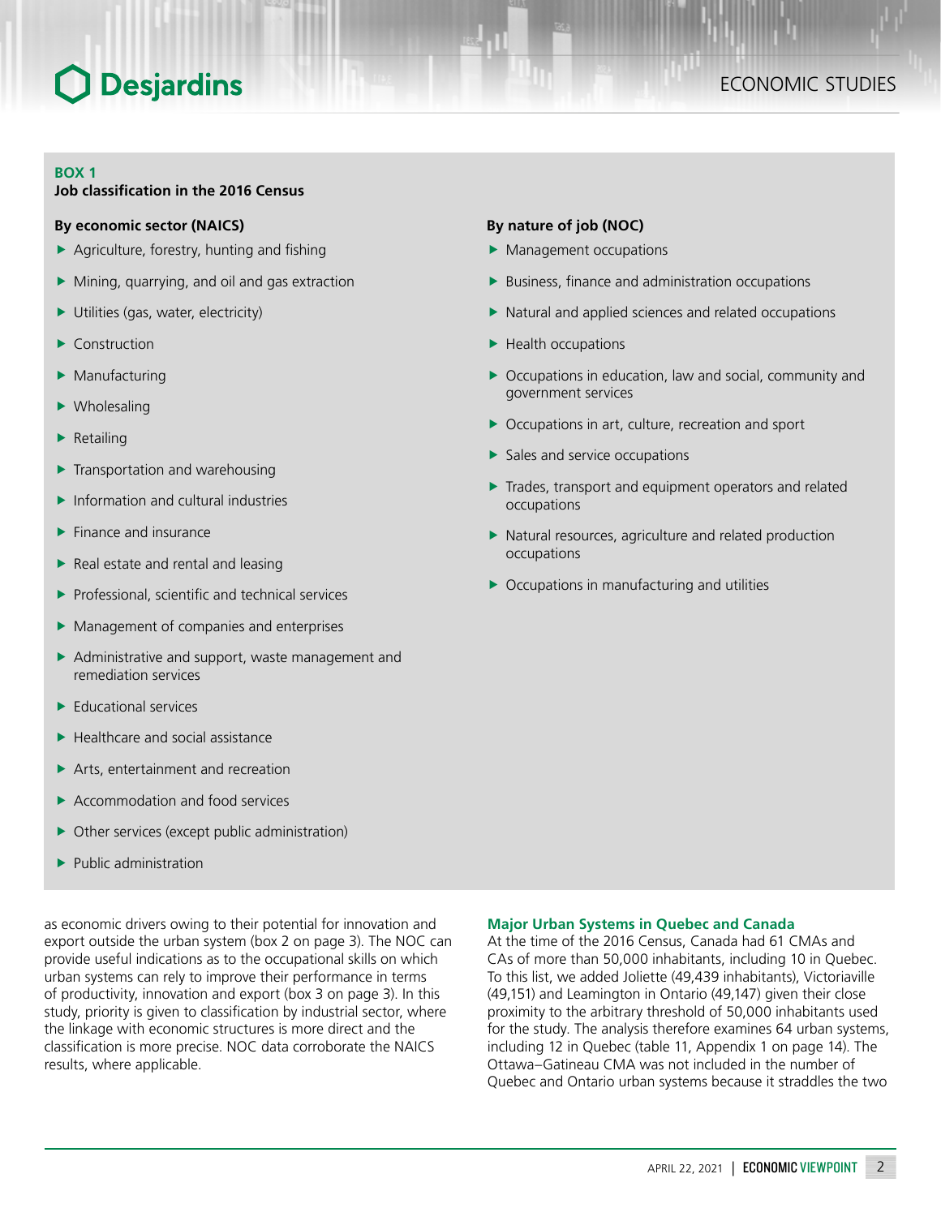**BOX 1**
**Job classification in the 2016 Census**

**By economic sector (NAICS)**

- Agriculture, forestry, hunting and fishing
- Mining, quarrying, and oil and gas extraction
- Utilities (gas, water, electricity)
- Construction
- Manufacturing
- Wholesaling
- Retailing
- Transportation and warehousing
- Information and cultural industries
- Finance and insurance
- Real estate and rental and leasing
- Professional, scientific and technical services
- Management of companies and enterprises
- Administrative and support, waste management and remediation services
- Educational services
- Healthcare and social assistance
- Arts, entertainment and recreation
- Accommodation and food services
- Other services (except public administration)
- Public administration

**By nature of job (NOC)**

- Management occupations
- Business, finance and administration occupations
- Natural and applied sciences and related occupations
- Health occupations
- Occupations in education, law and social, community and government services
- Occupations in art, culture, recreation and sport
- Sales and service occupations
- Trades, transport and equipment operators and related occupations
- Natural resources, agriculture and related production occupations
- Occupations in manufacturing and utilities

as economic drivers owing to their potential for innovation and export outside the urban system (box 2 on page 3). The NOC can provide useful indications as to the occupational skills on which urban systems can rely to improve their performance in terms of productivity, innovation and export (box 3 on page 3). In this study, priority is given to classification by industrial sector, where the linkage with economic structures is more direct and the classification is more precise. NOC data corroborate the NAICS results, where applicable.

### Major Urban Systems in Quebec and Canada

At the time of the 2016 Census, Canada had 61 CMAs and CAs of more than 50,000 inhabitants, including 10 in Quebec. To this list, we added Joliette (49,439 inhabitants), Victoriaville (49,151) and Leamington in Ontario (49,147) given their close proximity to the arbitrary threshold of 50,000 inhabitants used for the study. The analysis therefore examines 64 urban systems, including 12 in Quebec (table 11, Appendix 1 on page 14). The Ottawa–Gatineau CMA was not included in the number of Quebec and Ontario urban systems because it straddles the two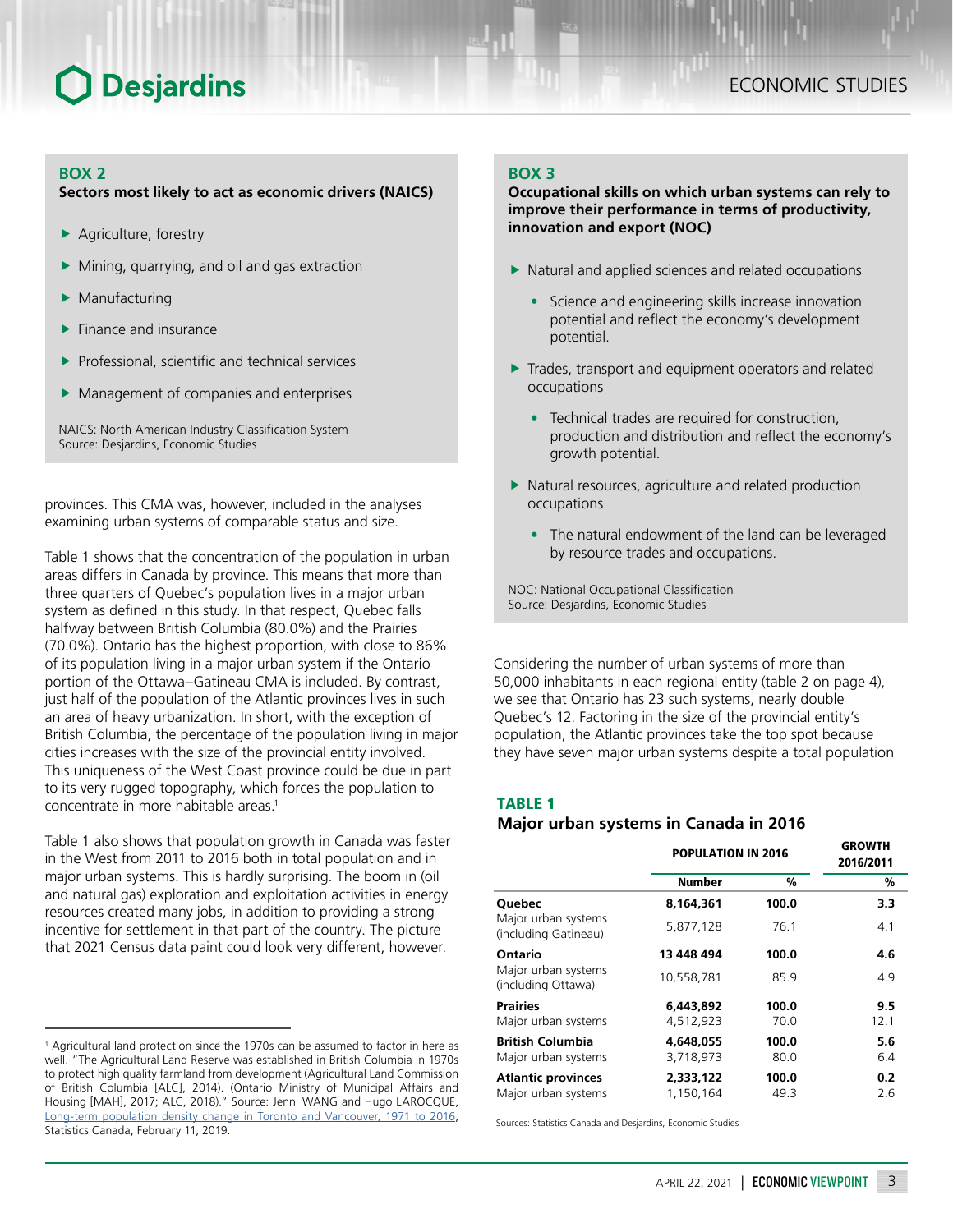### BOX 2

**Sectors most likely to act as economic drivers (NAICS)**

- Agriculture, forestry
- Mining, quarrying, and oil and gas extraction
- Manufacturing
- Finance and insurance
- Professional, scientific and technical services
- Management of companies and enterprises

NAICS: North American Industry Classification System
Source: Desjardins, Economic Studies

provinces. This CMA was, however, included in the analyses examining urban systems of comparable status and size.

Table 1 shows that the concentration of the population in urban areas differs in Canada by province. This means that more than three quarters of Quebec's population lives in a major urban system as defined in this study. In that respect, Quebec falls halfway between British Columbia (80.0%) and the Prairies (70.0%). Ontario has the highest proportion, with close to 86% of its population living in a major urban system if the Ontario portion of the Ottawa–Gatineau CMA is included. By contrast, just half of the population of the Atlantic provinces lives in such an area of heavy urbanization. In short, with the exception of British Columbia, the percentage of the population living in major cities increases with the size of the provincial entity involved. This uniqueness of the West Coast province could be due in part to its very rugged topography, which forces the population to concentrate in more habitable areas.[1]

Table 1 also shows that population growth in Canada was faster in the West from 2011 to 2016 both in total population and in major urban systems. This is hardly surprising. The boom in (oil and natural gas) exploration and exploitation activities in energy resources created many jobs, in addition to providing a strong incentive for settlement in that part of the country. The picture that 2021 Census data paint could look very different, however.

### BOX 3

**Occupational skills on which urban systems can rely to improve their performance in terms of productivity, innovation and export (NOC)**

- Natural and applied sciences and related occupations
  - Science and engineering skills increase innovation potential and reflect the economy's development potential.
- Trades, transport and equipment operators and related occupations
  - Technical trades are required for construction, production and distribution and reflect the economy's growth potential.
- Natural resources, agriculture and related production occupations
  - The natural endowment of the land can be leveraged by resource trades and occupations.

NOC: National Occupational Classification
Source: Desjardins, Economic Studies

Considering the number of urban systems of more than 50,000 inhabitants in each regional entity (table 2 on page 4), we see that Ontario has 23 such systems, nearly double Quebec's 12. Factoring in the size of the provincial entity's population, the Atlantic provinces take the top spot because they have seven major urban systems despite a total population

### TABLE 1

**Major urban systems in Canada in 2016**

| | POPULATION IN 2016 | | GROWTH 2016/2011 |
|---|---|---|---|
| | Number | % | % |
| **Quebec** | **8,164,361** | **100.0** | **3.3** |
| Major urban systems (including Gatineau) | 5,877,128 | 76.1 | 4.1 |
| **Ontario** | **13 448 494** | **100.0** | **4.6** |
| Major urban systems (including Ottawa) | 10,558,781 | 85.9 | 4.9 |
| **Prairies** | **6,443,892** | **100.0** | **9.5** |
| Major urban systems | 4,512,923 | 70.0 | 12.1 |
| **British Columbia** | **4,648,055** | **100.0** | **5.6** |
| Major urban systems | 3,718,973 | 80.0 | 6.4 |
| **Atlantic provinces** | **2,333,122** | **100.0** | **0.2** |
| Major urban systems | 1,150,164 | 49.3 | 2.6 |

Sources: Statistics Canada and Desjardins, Economic Studies

[1] Agricultural land protection since the 1970s can be assumed to factor in here as well. "The Agricultural Land Reserve was established in British Columbia in 1970s to protect high quality farmland from development (Agricultural Land Commission of British Columbia [ALC], 2014). (Ontario Ministry of Municipal Affairs and Housing [MAH], 2017; ALC, 2018)." Source: Jenni WANG and Hugo LAROCQUE, Long-term population density change in Toronto and Vancouver, 1971 to 2016, Statistics Canada, February 11, 2019.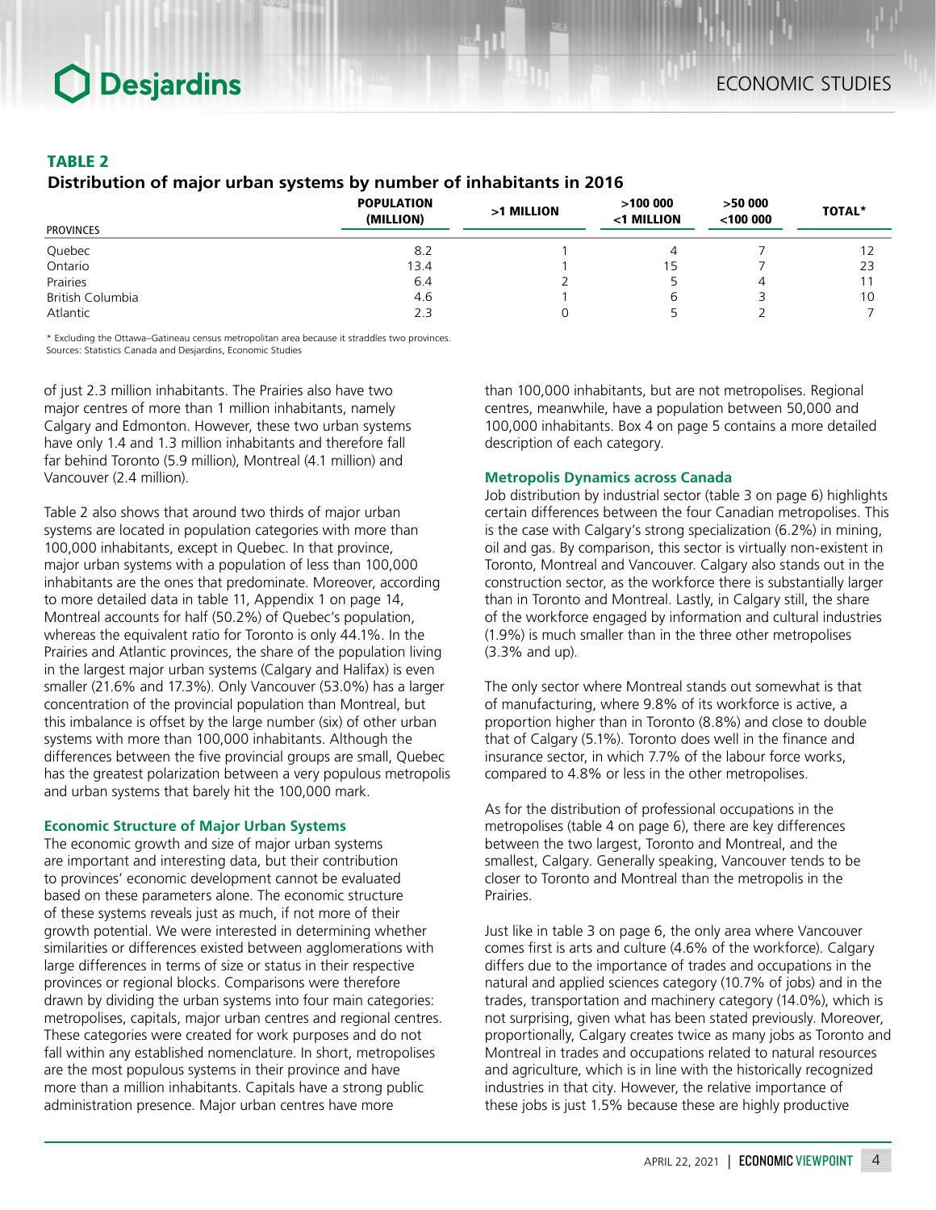**TABLE 2**

**Distribution of major urban systems by number of inhabitants in 2016**

| PROVINCES | POPULATION (MILLION) | >1 MILLION | >100 000 <1 MILLION | >50 000 <100 000 | TOTAL* |
|---|---|---|---|---|---|
| Quebec | 8.2 | 1 | 4 | 7 | 12 |
| Ontario | 13.4 | 1 | 15 | 7 | 23 |
| Prairies | 6.4 | 2 | 5 | 4 | 11 |
| British Columbia | 4.6 | 1 | 6 | 3 | 10 |
| Atlantic | 2.3 | 0 | 5 | 2 | 7 |

* Excluding the Ottawa–Gatineau census metropolitan area because it straddles two provinces.
Sources: Statistics Canada and Desjardins, Economic Studies

of just 2.3 million inhabitants. The Prairies also have two major centres of more than 1 million inhabitants, namely Calgary and Edmonton. However, these two urban systems have only 1.4 and 1.3 million inhabitants and therefore fall far behind Toronto (5.9 million), Montreal (4.1 million) and Vancouver (2.4 million).

Table 2 also shows that around two thirds of major urban systems are located in population categories with more than 100,000 inhabitants, except in Quebec. In that province, major urban systems with a population of less than 100,000 inhabitants are the ones that predominate. Moreover, according to more detailed data in table 11, Appendix 1 on page 14, Montreal accounts for half (50.2%) of Quebec's population, whereas the equivalent ratio for Toronto is only 44.1%. In the Prairies and Atlantic provinces, the share of the population living in the largest major urban systems (Calgary and Halifax) is even smaller (21.6% and 17.3%). Only Vancouver (53.0%) has a larger concentration of the provincial population than Montreal, but this imbalance is offset by the large number (six) of other urban systems with more than 100,000 inhabitants. Although the differences between the five provincial groups are small, Quebec has the greatest polarization between a very populous metropolis and urban systems that barely hit the 100,000 mark.

### Economic Structure of Major Urban Systems

The economic growth and size of major urban systems are important and interesting data, but their contribution to provinces' economic development cannot be evaluated based on these parameters alone. The economic structure of these systems reveals just as much, if not more of their growth potential. We were interested in determining whether similarities or differences existed between agglomerations with large differences in terms of size or status in their respective provinces or regional blocks. Comparisons were therefore drawn by dividing the urban systems into four main categories: metropolises, capitals, major urban centres and regional centres. These categories were created for work purposes and do not fall within any established nomenclature. In short, metropolises are the most populous systems in their province and have more than a million inhabitants. Capitals have a strong public administration presence. Major urban centres have more than 100,000 inhabitants, but are not metropolises. Regional centres, meanwhile, have a population between 50,000 and 100,000 inhabitants. Box 4 on page 5 contains a more detailed description of each category.

### Metropolis Dynamics across Canada

Job distribution by industrial sector (table 3 on page 6) highlights certain differences between the four Canadian metropolises. This is the case with Calgary's strong specialization (6.2%) in mining, oil and gas. By comparison, this sector is virtually non-existent in Toronto, Montreal and Vancouver. Calgary also stands out in the construction sector, as the workforce there is substantially larger than in Toronto and Montreal. Lastly, in Calgary still, the share of the workforce engaged by information and cultural industries (1.9%) is much smaller than in the three other metropolises (3.3% and up).

The only sector where Montreal stands out somewhat is that of manufacturing, where 9.8% of its workforce is active, a proportion higher than in Toronto (8.8%) and close to double that of Calgary (5.1%). Toronto does well in the finance and insurance sector, in which 7.7% of the labour force works, compared to 4.8% or less in the other metropolises.

As for the distribution of professional occupations in the metropolises (table 4 on page 6), there are key differences between the two largest, Toronto and Montreal, and the smallest, Calgary. Generally speaking, Vancouver tends to be closer to Toronto and Montreal than the metropolis in the Prairies.

Just like in table 3 on page 6, the only area where Vancouver comes first is arts and culture (4.6% of the workforce). Calgary differs due to the importance of trades and occupations in the natural and applied sciences category (10.7% of jobs) and in the trades, transportation and machinery category (14.0%), which is not surprising, given what has been stated previously. Moreover, proportionally, Calgary creates twice as many jobs as Toronto and Montreal in trades and occupations related to natural resources and agriculture, which is in line with the historically recognized industries in that city. However, the relative importance of these jobs is just 1.5% because these are highly productive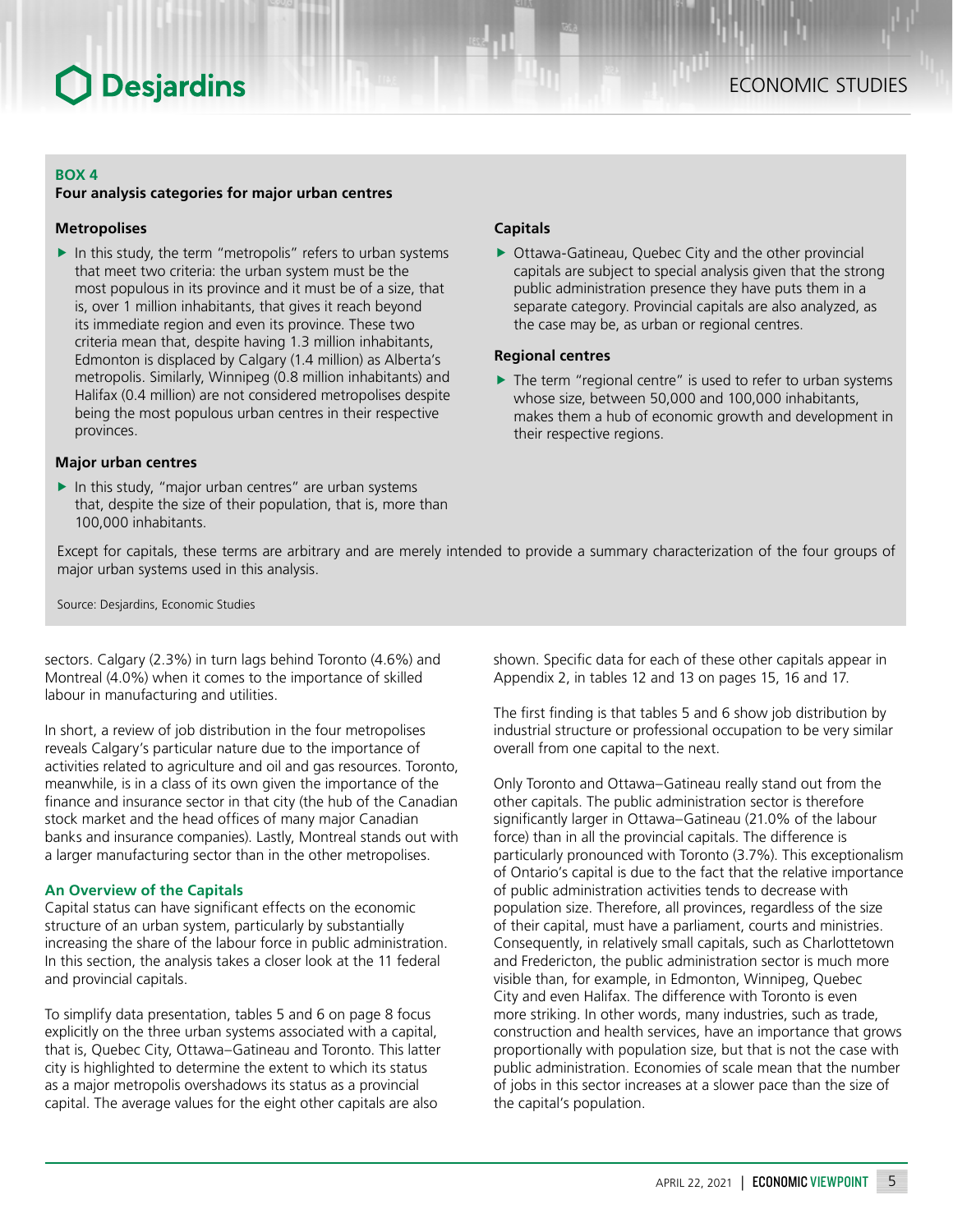**BOX 4**

**Four analysis categories for major urban centres**

**Metropolises**

- In this study, the term "metropolis" refers to urban systems that meet two criteria: the urban system must be the most populous in its province and it must be of a size, that is, over 1 million inhabitants, that gives it reach beyond its immediate region and even its province. These two criteria mean that, despite having 1.3 million inhabitants, Edmonton is displaced by Calgary (1.4 million) as Alberta's metropolis. Similarly, Winnipeg (0.8 million inhabitants) and Halifax (0.4 million) are not considered metropolises despite being the most populous urban centres in their respective provinces.

**Major urban centres**

- In this study, "major urban centres" are urban systems that, despite the size of their population, that is, more than 100,000 inhabitants.

**Capitals**

- Ottawa-Gatineau, Quebec City and the other provincial capitals are subject to special analysis given that the strong public administration presence they have puts them in a separate category. Provincial capitals are also analyzed, as the case may be, as urban or regional centres.

**Regional centres**

- The term "regional centre" is used to refer to urban systems whose size, between 50,000 and 100,000 inhabitants, makes them a hub of economic growth and development in their respective regions.

Except for capitals, these terms are arbitrary and are merely intended to provide a summary characterization of the four groups of major urban systems used in this analysis.

Source: Desjardins, Economic Studies

sectors. Calgary (2.3%) in turn lags behind Toronto (4.6%) and Montreal (4.0%) when it comes to the importance of skilled labour in manufacturing and utilities.

In short, a review of job distribution in the four metropolises reveals Calgary's particular nature due to the importance of activities related to agriculture and oil and gas resources. Toronto, meanwhile, is in a class of its own given the importance of the finance and insurance sector in that city (the hub of the Canadian stock market and the head offices of many major Canadian banks and insurance companies). Lastly, Montreal stands out with a larger manufacturing sector than in the other metropolises.

## An Overview of the Capitals

Capital status can have significant effects on the economic structure of an urban system, particularly by substantially increasing the share of the labour force in public administration. In this section, the analysis takes a closer look at the 11 federal and provincial capitals.

To simplify data presentation, tables 5 and 6 on page 8 focus explicitly on the three urban systems associated with a capital, that is, Quebec City, Ottawa–Gatineau and Toronto. This latter city is highlighted to determine the extent to which its status as a major metropolis overshadows its status as a provincial capital. The average values for the eight other capitals are also shown. Specific data for each of these other capitals appear in Appendix 2, in tables 12 and 13 on pages 15, 16 and 17.

The first finding is that tables 5 and 6 show job distribution by industrial structure or professional occupation to be very similar overall from one capital to the next.

Only Toronto and Ottawa–Gatineau really stand out from the other capitals. The public administration sector is therefore significantly larger in Ottawa–Gatineau (21.0% of the labour force) than in all the provincial capitals. The difference is particularly pronounced with Toronto (3.7%). This exceptionalism of Ontario's capital is due to the fact that the relative importance of public administration activities tends to decrease with population size. Therefore, all provinces, regardless of the size of their capital, must have a parliament, courts and ministries. Consequently, in relatively small capitals, such as Charlottetown and Fredericton, the public administration sector is much more visible than, for example, in Edmonton, Winnipeg, Quebec City and even Halifax. The difference with Toronto is even more striking. In other words, many industries, such as trade, construction and health services, have an importance that grows proportionally with population size, but that is not the case with public administration. Economies of scale mean that the number of jobs in this sector increases at a slower pace than the size of the capital's population.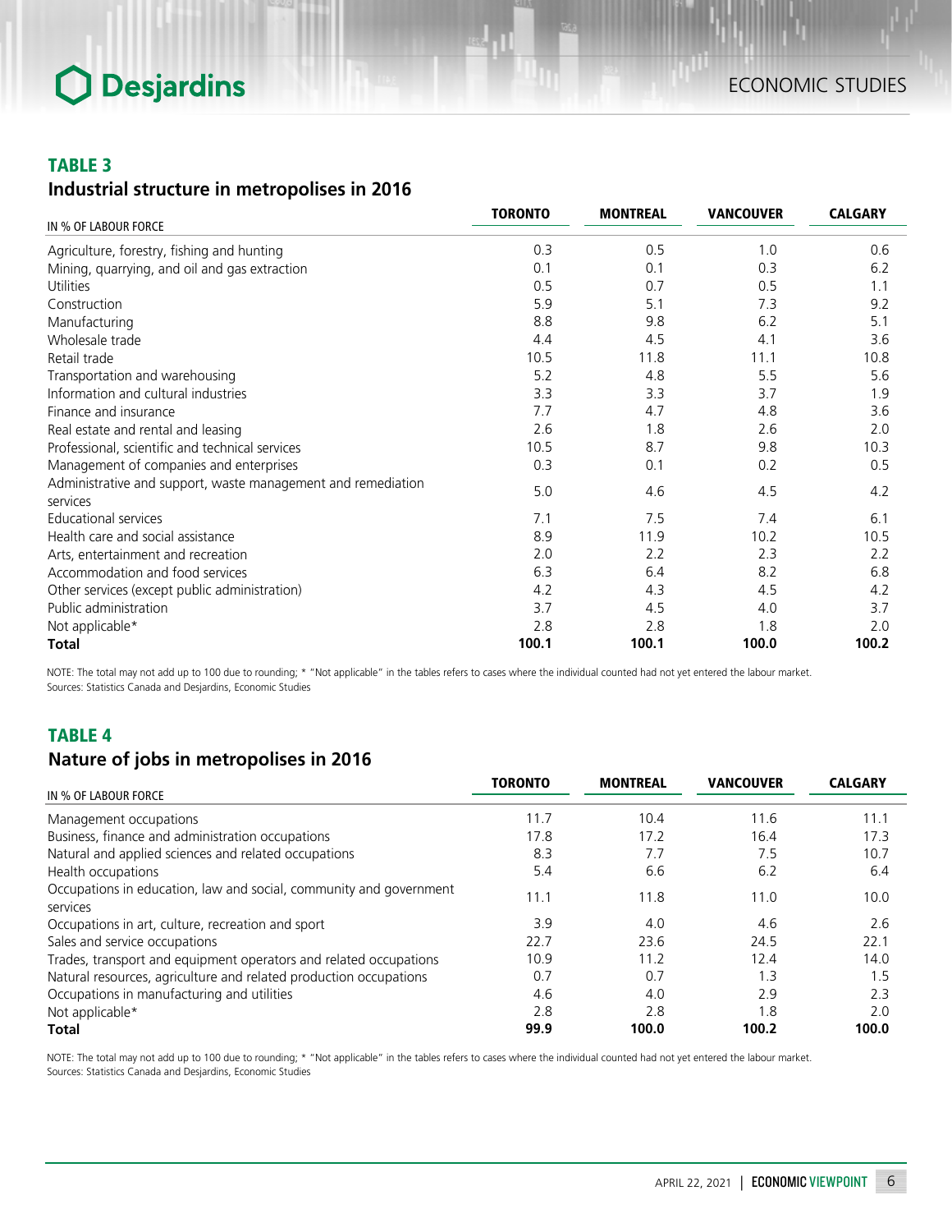## TABLE 3

### Industrial structure in metropolises in 2016

| IN % OF LABOUR FORCE | TORONTO | MONTREAL | VANCOUVER | CALGARY |
|---|---|---|---|---|
| Agriculture, forestry, fishing and hunting | 0.3 | 0.5 | 1.0 | 0.6 |
| Mining, quarrying, and oil and gas extraction | 0.1 | 0.1 | 0.3 | 6.2 |
| Utilities | 0.5 | 0.7 | 0.5 | 1.1 |
| Construction | 5.9 | 5.1 | 7.3 | 9.2 |
| Manufacturing | 8.8 | 9.8 | 6.2 | 5.1 |
| Wholesale trade | 4.4 | 4.5 | 4.1 | 3.6 |
| Retail trade | 10.5 | 11.8 | 11.1 | 10.8 |
| Transportation and warehousing | 5.2 | 4.8 | 5.5 | 5.6 |
| Information and cultural industries | 3.3 | 3.3 | 3.7 | 1.9 |
| Finance and insurance | 7.7 | 4.7 | 4.8 | 3.6 |
| Real estate and rental and leasing | 2.6 | 1.8 | 2.6 | 2.0 |
| Professional, scientific and technical services | 10.5 | 8.7 | 9.8 | 10.3 |
| Management of companies and enterprises | 0.3 | 0.1 | 0.2 | 0.5 |
| Administrative and support, waste management and remediation services | 5.0 | 4.6 | 4.5 | 4.2 |
| Educational services | 7.1 | 7.5 | 7.4 | 6.1 |
| Health care and social assistance | 8.9 | 11.9 | 10.2 | 10.5 |
| Arts, entertainment and recreation | 2.0 | 2.2 | 2.3 | 2.2 |
| Accommodation and food services | 6.3 | 6.4 | 8.2 | 6.8 |
| Other services (except public administration) | 4.2 | 4.3 | 4.5 | 4.2 |
| Public administration | 3.7 | 4.5 | 4.0 | 3.7 |
| Not applicable* | 2.8 | 2.8 | 1.8 | 2.0 |
| **Total** | **100.1** | **100.1** | **100.0** | **100.2** |

NOTE: The total may not add up to 100 due to rounding; * "Not applicable" in the tables refers to cases where the individual counted had not yet entered the labour market.
Sources: Statistics Canada and Desjardins, Economic Studies

## TABLE 4

### Nature of jobs in metropolises in 2016

| IN % OF LABOUR FORCE | TORONTO | MONTREAL | VANCOUVER | CALGARY |
|---|---|---|---|---|
| Management occupations | 11.7 | 10.4 | 11.6 | 11.1 |
| Business, finance and administration occupations | 17.8 | 17.2 | 16.4 | 17.3 |
| Natural and applied sciences and related occupations | 8.3 | 7.7 | 7.5 | 10.7 |
| Health occupations | 5.4 | 6.6 | 6.2 | 6.4 |
| Occupations in education, law and social, community and government services | 11.1 | 11.8 | 11.0 | 10.0 |
| Occupations in art, culture, recreation and sport | 3.9 | 4.0 | 4.6 | 2.6 |
| Sales and service occupations | 22.7 | 23.6 | 24.5 | 22.1 |
| Trades, transport and equipment operators and related occupations | 10.9 | 11.2 | 12.4 | 14.0 |
| Natural resources, agriculture and related production occupations | 0.7 | 0.7 | 1.3 | 1.5 |
| Occupations in manufacturing and utilities | 4.6 | 4.0 | 2.9 | 2.3 |
| Not applicable* | 2.8 | 2.8 | 1.8 | 2.0 |
| **Total** | **99.9** | **100.0** | **100.2** | **100.0** |

NOTE: The total may not add up to 100 due to rounding; * "Not applicable" in the tables refers to cases where the individual counted had not yet entered the labour market.
Sources: Statistics Canada and Desjardins, Economic Studies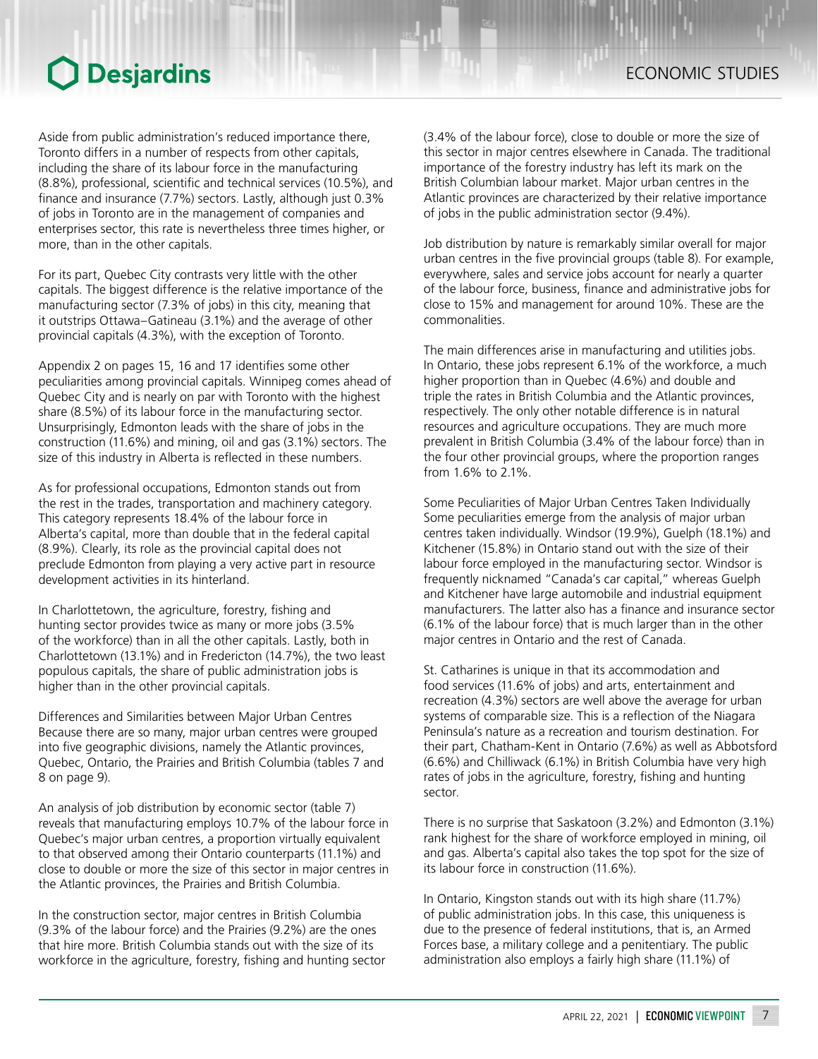Aside from public administration's reduced importance there, Toronto differs in a number of respects from other capitals, including the share of its labour force in the manufacturing (8.8%), professional, scientific and technical services (10.5%), and finance and insurance (7.7%) sectors. Lastly, although just 0.3% of jobs in Toronto are in the management of companies and enterprises sector, this rate is nevertheless three times higher, or more, than in the other capitals.

For its part, Quebec City contrasts very little with the other capitals. The biggest difference is the relative importance of the manufacturing sector (7.3% of jobs) in this city, meaning that it outstrips Ottawa–Gatineau (3.1%) and the average of other provincial capitals (4.3%), with the exception of Toronto.

Appendix 2 on pages 15, 16 and 17 identifies some other peculiarities among provincial capitals. Winnipeg comes ahead of Quebec City and is nearly on par with Toronto with the highest share (8.5%) of its labour force in the manufacturing sector. Unsurprisingly, Edmonton leads with the share of jobs in the construction (11.6%) and mining, oil and gas (3.1%) sectors. The size of this industry in Alberta is reflected in these numbers.

As for professional occupations, Edmonton stands out from the rest in the trades, transportation and machinery category. This category represents 18.4% of the labour force in Alberta's capital, more than double that in the federal capital (8.9%). Clearly, its role as the provincial capital does not preclude Edmonton from playing a very active part in resource development activities in its hinterland.

In Charlottetown, the agriculture, forestry, fishing and hunting sector provides twice as many or more jobs (3.5% of the workforce) than in all the other capitals. Lastly, both in Charlottetown (13.1%) and in Fredericton (14.7%), the two least populous capitals, the share of public administration jobs is higher than in the other provincial capitals.

## Differences and Similarities between Major Urban Centres

Because there are so many, major urban centres were grouped into five geographic divisions, namely the Atlantic provinces, Quebec, Ontario, the Prairies and British Columbia (tables 7 and 8 on page 9).

An analysis of job distribution by economic sector (table 7) reveals that manufacturing employs 10.7% of the labour force in Quebec's major urban centres, a proportion virtually equivalent to that observed among their Ontario counterparts (11.1%) and close to double or more the size of this sector in major centres in the Atlantic provinces, the Prairies and British Columbia.

In the construction sector, major centres in British Columbia (9.3% of the labour force) and the Prairies (9.2%) are the ones that hire more. British Columbia stands out with the size of its workforce in the agriculture, forestry, fishing and hunting sector (3.4% of the labour force), close to double or more the size of this sector in major centres elsewhere in Canada. The traditional importance of the forestry industry has left its mark on the British Columbian labour market. Major urban centres in the Atlantic provinces are characterized by their relative importance of jobs in the public administration sector (9.4%).

Job distribution by nature is remarkably similar overall for major urban centres in the five provincial groups (table 8). For example, everywhere, sales and service jobs account for nearly a quarter of the labour force, business, finance and administrative jobs for close to 15% and management for around 10%. These are the commonalities.

The main differences arise in manufacturing and utilities jobs. In Ontario, these jobs represent 6.1% of the workforce, a much higher proportion than in Quebec (4.6%) and double and triple the rates in British Columbia and the Atlantic provinces, respectively. The only other notable difference is in natural resources and agriculture occupations. They are much more prevalent in British Columbia (3.4% of the labour force) than in the four other provincial groups, where the proportion ranges from 1.6% to 2.1%.

## Some Peculiarities of Major Urban Centres Taken Individually

Some peculiarities emerge from the analysis of major urban centres taken individually. Windsor (19.9%), Guelph (18.1%) and Kitchener (15.8%) in Ontario stand out with the size of their labour force employed in the manufacturing sector. Windsor is frequently nicknamed "Canada's car capital," whereas Guelph and Kitchener have large automobile and industrial equipment manufacturers. The latter also has a finance and insurance sector (6.1% of the labour force) that is much larger than in the other major centres in Ontario and the rest of Canada.

St. Catharines is unique in that its accommodation and food services (11.6% of jobs) and arts, entertainment and recreation (4.3%) sectors are well above the average for urban systems of comparable size. This is a reflection of the Niagara Peninsula's nature as a recreation and tourism destination. For their part, Chatham-Kent in Ontario (7.6%) as well as Abbotsford (6.6%) and Chilliwack (6.1%) in British Columbia have very high rates of jobs in the agriculture, forestry, fishing and hunting sector.

There is no surprise that Saskatoon (3.2%) and Edmonton (3.1%) rank highest for the share of workforce employed in mining, oil and gas. Alberta's capital also takes the top spot for the size of its labour force in construction (11.6%).

In Ontario, Kingston stands out with its high share (11.7%) of public administration jobs. In this case, this uniqueness is due to the presence of federal institutions, that is, an Armed Forces base, a military college and a penitentiary. The public administration also employs a fairly high share (11.1%) of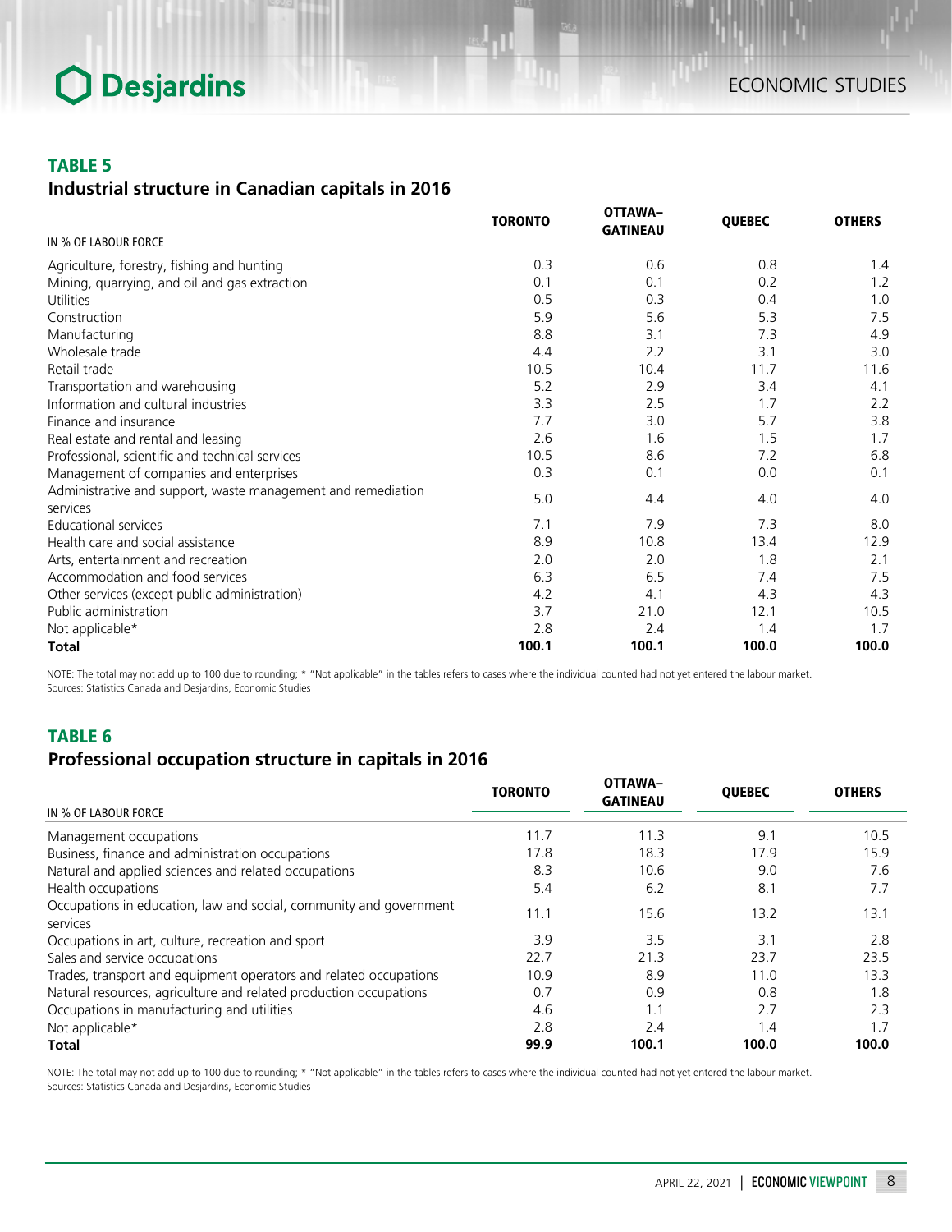## TABLE 5
### Industrial structure in Canadian capitals in 2016

| IN % OF LABOUR FORCE | TORONTO | OTTAWA–GATINEAU | QUEBEC | OTHERS |
|---|---|---|---|---|
| Agriculture, forestry, fishing and hunting | 0.3 | 0.6 | 0.8 | 1.4 |
| Mining, quarrying, and oil and gas extraction | 0.1 | 0.1 | 0.2 | 1.2 |
| Utilities | 0.5 | 0.3 | 0.4 | 1.0 |
| Construction | 5.9 | 5.6 | 5.3 | 7.5 |
| Manufacturing | 8.8 | 3.1 | 7.3 | 4.9 |
| Wholesale trade | 4.4 | 2.2 | 3.1 | 3.0 |
| Retail trade | 10.5 | 10.4 | 11.7 | 11.6 |
| Transportation and warehousing | 5.2 | 2.9 | 3.4 | 4.1 |
| Information and cultural industries | 3.3 | 2.5 | 1.7 | 2.2 |
| Finance and insurance | 7.7 | 3.0 | 5.7 | 3.8 |
| Real estate and rental and leasing | 2.6 | 1.6 | 1.5 | 1.7 |
| Professional, scientific and technical services | 10.5 | 8.6 | 7.2 | 6.8 |
| Management of companies and enterprises | 0.3 | 0.1 | 0.0 | 0.1 |
| Administrative and support, waste management and remediation services | 5.0 | 4.4 | 4.0 | 4.0 |
| Educational services | 7.1 | 7.9 | 7.3 | 8.0 |
| Health care and social assistance | 8.9 | 10.8 | 13.4 | 12.9 |
| Arts, entertainment and recreation | 2.0 | 2.0 | 1.8 | 2.1 |
| Accommodation and food services | 6.3 | 6.5 | 7.4 | 7.5 |
| Other services (except public administration) | 4.2 | 4.1 | 4.3 | 4.3 |
| Public administration | 3.7 | 21.0 | 12.1 | 10.5 |
| Not applicable* | 2.8 | 2.4 | 1.4 | 1.7 |
| **Total** | **100.1** | **100.1** | **100.0** | **100.0** |

NOTE: The total may not add up to 100 due to rounding; * "Not applicable" in the tables refers to cases where the individual counted had not yet entered the labour market.
Sources: Statistics Canada and Desjardins, Economic Studies

## TABLE 6
### Professional occupation structure in capitals in 2016

| IN % OF LABOUR FORCE | TORONTO | OTTAWA–GATINEAU | QUEBEC | OTHERS |
|---|---|---|---|---|
| Management occupations | 11.7 | 11.3 | 9.1 | 10.5 |
| Business, finance and administration occupations | 17.8 | 18.3 | 17.9 | 15.9 |
| Natural and applied sciences and related occupations | 8.3 | 10.6 | 9.0 | 7.6 |
| Health occupations | 5.4 | 6.2 | 8.1 | 7.7 |
| Occupations in education, law and social, community and government services | 11.1 | 15.6 | 13.2 | 13.1 |
| Occupations in art, culture, recreation and sport | 3.9 | 3.5 | 3.1 | 2.8 |
| Sales and service occupations | 22.7 | 21.3 | 23.7 | 23.5 |
| Trades, transport and equipment operators and related occupations | 10.9 | 8.9 | 11.0 | 13.3 |
| Natural resources, agriculture and related production occupations | 0.7 | 0.9 | 0.8 | 1.8 |
| Occupations in manufacturing and utilities | 4.6 | 1.1 | 2.7 | 2.3 |
| Not applicable* | 2.8 | 2.4 | 1.4 | 1.7 |
| **Total** | **99.9** | **100.1** | **100.0** | **100.0** |

NOTE: The total may not add up to 100 due to rounding; * "Not applicable" in the tables refers to cases where the individual counted had not yet entered the labour market.
Sources: Statistics Canada and Desjardins, Economic Studies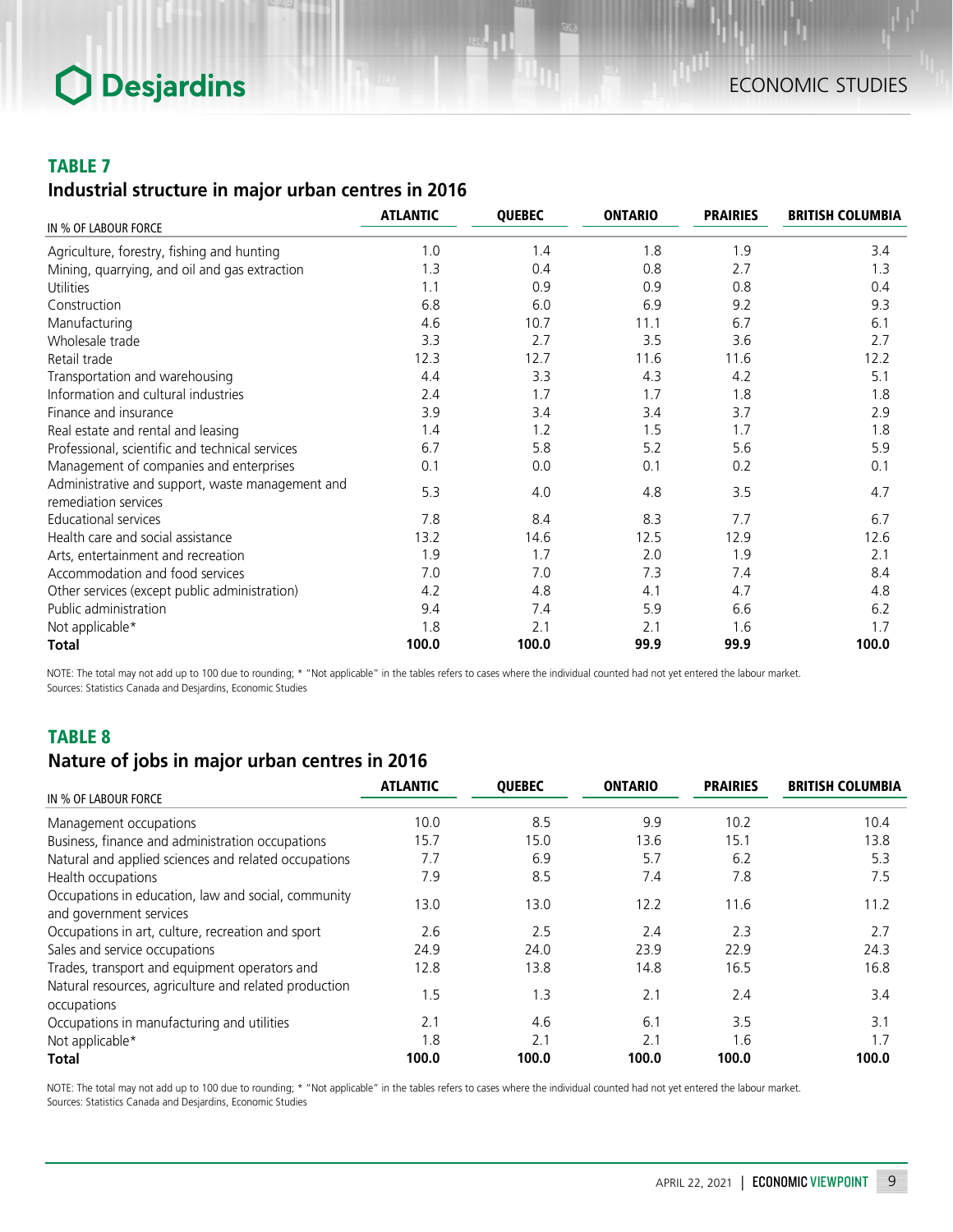### TABLE 7

## Industrial structure in major urban centres in 2016

| IN % OF LABOUR FORCE | ATLANTIC | QUEBEC | ONTARIO | PRAIRIES | BRITISH COLUMBIA |
|---|---|---|---|---|---|
| Agriculture, forestry, fishing and hunting | 1.0 | 1.4 | 1.8 | 1.9 | 3.4 |
| Mining, quarrying, and oil and gas extraction | 1.3 | 0.4 | 0.8 | 2.7 | 1.3 |
| Utilities | 1.1 | 0.9 | 0.9 | 0.8 | 0.4 |
| Construction | 6.8 | 6.0 | 6.9 | 9.2 | 9.3 |
| Manufacturing | 4.6 | 10.7 | 11.1 | 6.7 | 6.1 |
| Wholesale trade | 3.3 | 2.7 | 3.5 | 3.6 | 2.7 |
| Retail trade | 12.3 | 12.7 | 11.6 | 11.6 | 12.2 |
| Transportation and warehousing | 4.4 | 3.3 | 4.3 | 4.2 | 5.1 |
| Information and cultural industries | 2.4 | 1.7 | 1.7 | 1.8 | 1.8 |
| Finance and insurance | 3.9 | 3.4 | 3.4 | 3.7 | 2.9 |
| Real estate and rental and leasing | 1.4 | 1.2 | 1.5 | 1.7 | 1.8 |
| Professional, scientific and technical services | 6.7 | 5.8 | 5.2 | 5.6 | 5.9 |
| Management of companies and enterprises | 0.1 | 0.0 | 0.1 | 0.2 | 0.1 |
| Administrative and support, waste management and remediation services | 5.3 | 4.0 | 4.8 | 3.5 | 4.7 |
| Educational services | 7.8 | 8.4 | 8.3 | 7.7 | 6.7 |
| Health care and social assistance | 13.2 | 14.6 | 12.5 | 12.9 | 12.6 |
| Arts, entertainment and recreation | 1.9 | 1.7 | 2.0 | 1.9 | 2.1 |
| Accommodation and food services | 7.0 | 7.0 | 7.3 | 7.4 | 8.4 |
| Other services (except public administration) | 4.2 | 4.8 | 4.1 | 4.7 | 4.8 |
| Public administration | 9.4 | 7.4 | 5.9 | 6.6 | 6.2 |
| Not applicable* | 1.8 | 2.1 | 2.1 | 1.6 | 1.7 |
| **Total** | **100.0** | **100.0** | **99.9** | **99.9** | **100.0** |

NOTE: The total may not add up to 100 due to rounding; * "Not applicable" in the tables refers to cases where the individual counted had not yet entered the labour market.
Sources: Statistics Canada and Desjardins, Economic Studies

### TABLE 8

## Nature of jobs in major urban centres in 2016

| IN % OF LABOUR FORCE | ATLANTIC | QUEBEC | ONTARIO | PRAIRIES | BRITISH COLUMBIA |
|---|---|---|---|---|---|
| Management occupations | 10.0 | 8.5 | 9.9 | 10.2 | 10.4 |
| Business, finance and administration occupations | 15.7 | 15.0 | 13.6 | 15.1 | 13.8 |
| Natural and applied sciences and related occupations | 7.7 | 6.9 | 5.7 | 6.2 | 5.3 |
| Health occupations | 7.9 | 8.5 | 7.4 | 7.8 | 7.5 |
| Occupations in education, law and social, community and government services | 13.0 | 13.0 | 12.2 | 11.6 | 11.2 |
| Occupations in art, culture, recreation and sport | 2.6 | 2.5 | 2.4 | 2.3 | 2.7 |
| Sales and service occupations | 24.9 | 24.0 | 23.9 | 22.9 | 24.3 |
| Trades, transport and equipment operators and | 12.8 | 13.8 | 14.8 | 16.5 | 16.8 |
| Natural resources, agriculture and related production occupations | 1.5 | 1.3 | 2.1 | 2.4 | 3.4 |
| Occupations in manufacturing and utilities | 2.1 | 4.6 | 6.1 | 3.5 | 3.1 |
| Not applicable* | 1.8 | 2.1 | 2.1 | 1.6 | 1.7 |
| **Total** | **100.0** | **100.0** | **100.0** | **100.0** | **100.0** |

NOTE: The total may not add up to 100 due to rounding; * "Not applicable" in the tables refers to cases where the individual counted had not yet entered the labour market.
Sources: Statistics Canada and Desjardins, Economic Studies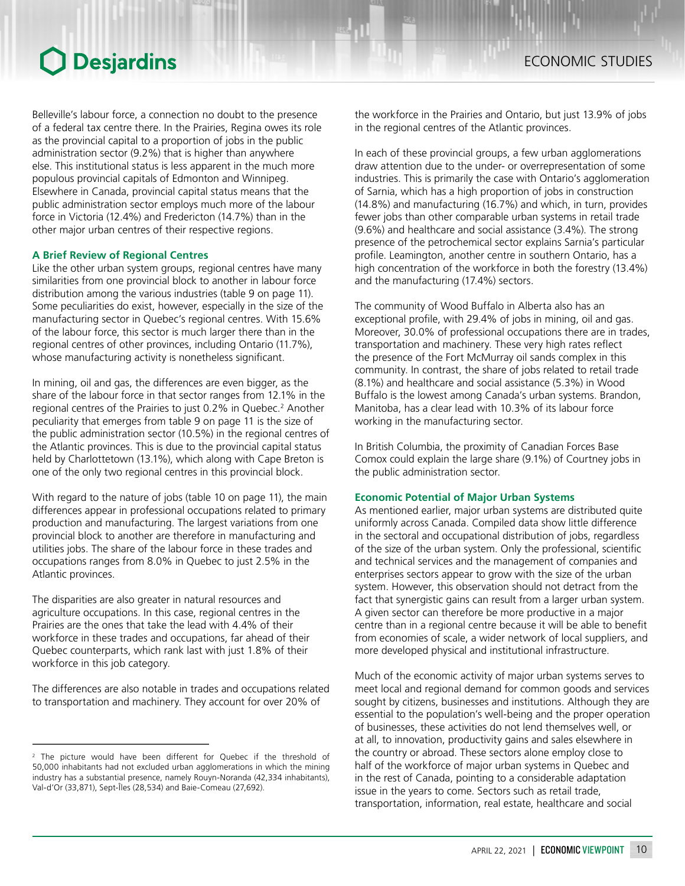Belleville's labour force, a connection no doubt to the presence of a federal tax centre there. In the Prairies, Regina owes its role as the provincial capital to a proportion of jobs in the public administration sector (9.2%) that is higher than anywhere else. This institutional status is less apparent in the much more populous provincial capitals of Edmonton and Winnipeg. Elsewhere in Canada, provincial capital status means that the public administration sector employs much more of the labour force in Victoria (12.4%) and Fredericton (14.7%) than in the other major urban centres of their respective regions.

### A Brief Review of Regional Centres

Like the other urban system groups, regional centres have many similarities from one provincial block to another in labour force distribution among the various industries (table 9 on page 11). Some peculiarities do exist, however, especially in the size of the manufacturing sector in Quebec's regional centres. With 15.6% of the labour force, this sector is much larger there than in the regional centres of other provinces, including Ontario (11.7%), whose manufacturing activity is nonetheless significant.

In mining, oil and gas, the differences are even bigger, as the share of the labour force in that sector ranges from 12.1% in the regional centres of the Prairies to just 0.2% in Quebec.[2] Another peculiarity that emerges from table 9 on page 11 is the size of the public administration sector (10.5%) in the regional centres of the Atlantic provinces. This is due to the provincial capital status held by Charlottetown (13.1%), which along with Cape Breton is one of the only two regional centres in this provincial block.

With regard to the nature of jobs (table 10 on page 11), the main differences appear in professional occupations related to primary production and manufacturing. The largest variations from one provincial block to another are therefore in manufacturing and utilities jobs. The share of the labour force in these trades and occupations ranges from 8.0% in Quebec to just 2.5% in the Atlantic provinces.

The disparities are also greater in natural resources and agriculture occupations. In this case, regional centres in the Prairies are the ones that take the lead with 4.4% of their workforce in these trades and occupations, far ahead of their Quebec counterparts, which rank last with just 1.8% of their workforce in this job category.

The differences are also notable in trades and occupations related to transportation and machinery. They account for over 20% of the workforce in the Prairies and Ontario, but just 13.9% of jobs in the regional centres of the Atlantic provinces.

In each of these provincial groups, a few urban agglomerations draw attention due to the under- or overrepresentation of some industries. This is primarily the case with Ontario's agglomeration of Sarnia, which has a high proportion of jobs in construction (14.8%) and manufacturing (16.7%) and which, in turn, provides fewer jobs than other comparable urban systems in retail trade (9.6%) and healthcare and social assistance (3.4%). The strong presence of the petrochemical sector explains Sarnia's particular profile. Leamington, another centre in southern Ontario, has a high concentration of the workforce in both the forestry (13.4%) and the manufacturing (17.4%) sectors.

The community of Wood Buffalo in Alberta also has an exceptional profile, with 29.4% of jobs in mining, oil and gas. Moreover, 30.0% of professional occupations there are in trades, transportation and machinery. These very high rates reflect the presence of the Fort McMurray oil sands complex in this community. In contrast, the share of jobs related to retail trade (8.1%) and healthcare and social assistance (5.3%) in Wood Buffalo is the lowest among Canada's urban systems. Brandon, Manitoba, has a clear lead with 10.3% of its labour force working in the manufacturing sector.

In British Columbia, the proximity of Canadian Forces Base Comox could explain the large share (9.1%) of Courtney jobs in the public administration sector.

### Economic Potential of Major Urban Systems

As mentioned earlier, major urban systems are distributed quite uniformly across Canada. Compiled data show little difference in the sectoral and occupational distribution of jobs, regardless of the size of the urban system. Only the professional, scientific and technical services and the management of companies and enterprises sectors appear to grow with the size of the urban system. However, this observation should not detract from the fact that synergistic gains can result from a larger urban system. A given sector can therefore be more productive in a major centre than in a regional centre because it will be able to benefit from economies of scale, a wider network of local suppliers, and more developed physical and institutional infrastructure.

Much of the economic activity of major urban systems serves to meet local and regional demand for common goods and services sought by citizens, businesses and institutions. Although they are essential to the population's well-being and the proper operation of businesses, these activities do not lend themselves well, or at all, to innovation, productivity gains and sales elsewhere in the country or abroad. These sectors alone employ close to half of the workforce of major urban systems in Quebec and in the rest of Canada, pointing to a considerable adaptation issue in the years to come. Sectors such as retail trade, transportation, information, real estate, healthcare and social

---

[2] The picture would have been different for Quebec if the threshold of 50,000 inhabitants had not excluded urban agglomerations in which the mining industry has a substantial presence, namely Rouyn-Noranda (42,334 inhabitants), Val-d'Or (33,871), Sept-Îles (28,534) and Baie-Comeau (27,692).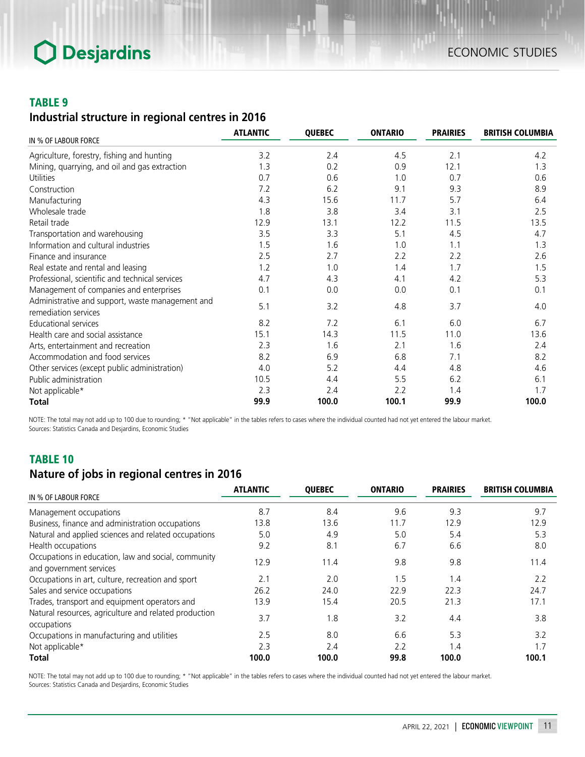## TABLE 9
### Industrial structure in regional centres in 2016

| IN % OF LABOUR FORCE | ATLANTIC | QUEBEC | ONTARIO | PRAIRIES | BRITISH COLUMBIA |
|---|---|---|---|---|---|
| Agriculture, forestry, fishing and hunting | 3.2 | 2.4 | 4.5 | 2.1 | 4.2 |
| Mining, quarrying, and oil and gas extraction | 1.3 | 0.2 | 0.9 | 12.1 | 1.3 |
| Utilities | 0.7 | 0.6 | 1.0 | 0.7 | 0.6 |
| Construction | 7.2 | 6.2 | 9.1 | 9.3 | 8.9 |
| Manufacturing | 4.3 | 15.6 | 11.7 | 5.7 | 6.4 |
| Wholesale trade | 1.8 | 3.8 | 3.4 | 3.1 | 2.5 |
| Retail trade | 12.9 | 13.1 | 12.2 | 11.5 | 13.5 |
| Transportation and warehousing | 3.5 | 3.3 | 5.1 | 4.5 | 4.7 |
| Information and cultural industries | 1.5 | 1.6 | 1.0 | 1.1 | 1.3 |
| Finance and insurance | 2.5 | 2.7 | 2.2 | 2.2 | 2.6 |
| Real estate and rental and leasing | 1.2 | 1.0 | 1.4 | 1.7 | 1.5 |
| Professional, scientific and technical services | 4.7 | 4.3 | 4.1 | 4.2 | 5.3 |
| Management of companies and enterprises | 0.1 | 0.0 | 0.0 | 0.1 | 0.1 |
| Administrative and support, waste management and remediation services | 5.1 | 3.2 | 4.8 | 3.7 | 4.0 |
| Educational services | 8.2 | 7.2 | 6.1 | 6.0 | 6.7 |
| Health care and social assistance | 15.1 | 14.3 | 11.5 | 11.0 | 13.6 |
| Arts, entertainment and recreation | 2.3 | 1.6 | 2.1 | 1.6 | 2.4 |
| Accommodation and food services | 8.2 | 6.9 | 6.8 | 7.1 | 8.2 |
| Other services (except public administration) | 4.0 | 5.2 | 4.4 | 4.8 | 4.6 |
| Public administration | 10.5 | 4.4 | 5.5 | 6.2 | 6.1 |
| Not applicable* | 2.3 | 2.4 | 2.2 | 1.4 | 1.7 |
| **Total** | **99.9** | **100.0** | **100.1** | **99.9** | **100.0** |

NOTE: The total may not add up to 100 due to rounding; * "Not applicable" in the tables refers to cases where the individual counted had not yet entered the labour market.
Sources: Statistics Canada and Desjardins, Economic Studies

## TABLE 10
### Nature of jobs in regional centres in 2016

| IN % OF LABOUR FORCE | ATLANTIC | QUEBEC | ONTARIO | PRAIRIES | BRITISH COLUMBIA |
|---|---|---|---|---|---|
| Management occupations | 8.7 | 8.4 | 9.6 | 9.3 | 9.7 |
| Business, finance and administration occupations | 13.8 | 13.6 | 11.7 | 12.9 | 12.9 |
| Natural and applied sciences and related occupations | 5.0 | 4.9 | 5.0 | 5.4 | 5.3 |
| Health occupations | 9.2 | 8.1 | 6.7 | 6.6 | 8.0 |
| Occupations in education, law and social, community and government services | 12.9 | 11.4 | 9.8 | 9.8 | 11.4 |
| Occupations in art, culture, recreation and sport | 2.1 | 2.0 | 1.5 | 1.4 | 2.2 |
| Sales and service occupations | 26.2 | 24.0 | 22.9 | 22.3 | 24.7 |
| Trades, transport and equipment operators and | 13.9 | 15.4 | 20.5 | 21.3 | 17.1 |
| Natural resources, agriculture and related production occupations | 3.7 | 1.8 | 3.2 | 4.4 | 3.8 |
| Occupations in manufacturing and utilities | 2.5 | 8.0 | 6.6 | 5.3 | 3.2 |
| Not applicable* | 2.3 | 2.4 | 2.2 | 1.4 | 1.7 |
| **Total** | **100.0** | **100.0** | **99.8** | **100.0** | **100.1** |

NOTE: The total may not add up to 100 due to rounding; * "Not applicable" in the tables refers to cases where the individual counted had not yet entered the labour market.
Sources: Statistics Canada and Desjardins, Economic Studies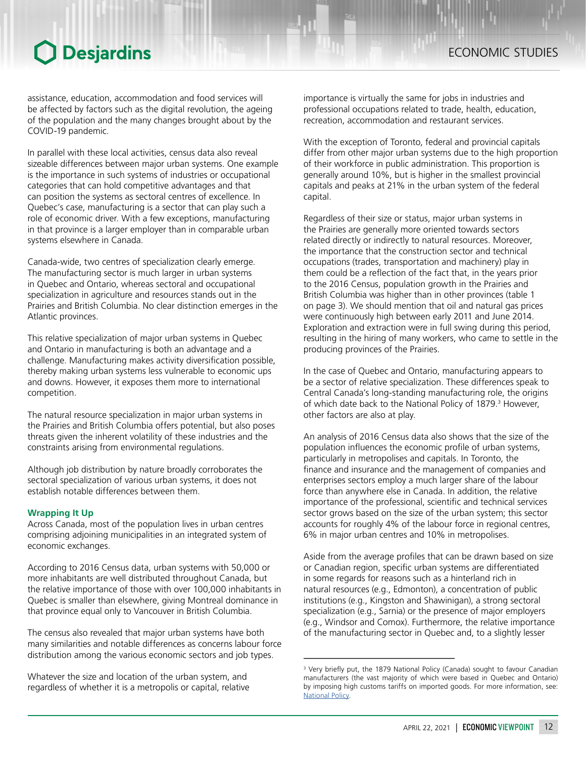assistance, education, accommodation and food services will be affected by factors such as the digital revolution, the ageing of the population and the many changes brought about by the COVID-19 pandemic.

In parallel with these local activities, census data also reveal sizeable differences between major urban systems. One example is the importance in such systems of industries or occupational categories that can hold competitive advantages and that can position the systems as sectoral centres of excellence. In Quebec's case, manufacturing is a sector that can play such a role of economic driver. With a few exceptions, manufacturing in that province is a larger employer than in comparable urban systems elsewhere in Canada.

Canada-wide, two centres of specialization clearly emerge. The manufacturing sector is much larger in urban systems in Quebec and Ontario, whereas sectoral and occupational specialization in agriculture and resources stands out in the Prairies and British Columbia. No clear distinction emerges in the Atlantic provinces.

This relative specialization of major urban systems in Quebec and Ontario in manufacturing is both an advantage and a challenge. Manufacturing makes activity diversification possible, thereby making urban systems less vulnerable to economic ups and downs. However, it exposes them more to international competition.

The natural resource specialization in major urban systems in the Prairies and British Columbia offers potential, but also poses threats given the inherent volatility of these industries and the constraints arising from environmental regulations.

Although job distribution by nature broadly corroborates the sectoral specialization of various urban systems, it does not establish notable differences between them.

### Wrapping It Up

Across Canada, most of the population lives in urban centres comprising adjoining municipalities in an integrated system of economic exchanges.

According to 2016 Census data, urban systems with 50,000 or more inhabitants are well distributed throughout Canada, but the relative importance of those with over 100,000 inhabitants in Quebec is smaller than elsewhere, giving Montreal dominance in that province equal only to Vancouver in British Columbia.

The census also revealed that major urban systems have both many similarities and notable differences as concerns labour force distribution among the various economic sectors and job types.

Whatever the size and location of the urban system, and regardless of whether it is a metropolis or capital, relative importance is virtually the same for jobs in industries and professional occupations related to trade, health, education, recreation, accommodation and restaurant services.

With the exception of Toronto, federal and provincial capitals differ from other major urban systems due to the high proportion of their workforce in public administration. This proportion is generally around 10%, but is higher in the smallest provincial capitals and peaks at 21% in the urban system of the federal capital.

Regardless of their size or status, major urban systems in the Prairies are generally more oriented towards sectors related directly or indirectly to natural resources. Moreover, the importance that the construction sector and technical occupations (trades, transportation and machinery) play in them could be a reflection of the fact that, in the years prior to the 2016 Census, population growth in the Prairies and British Columbia was higher than in other provinces (table 1 on page 3). We should mention that oil and natural gas prices were continuously high between early 2011 and June 2014. Exploration and extraction were in full swing during this period, resulting in the hiring of many workers, who came to settle in the producing provinces of the Prairies.

In the case of Quebec and Ontario, manufacturing appears to be a sector of relative specialization. These differences speak to Central Canada's long-standing manufacturing role, the origins of which date back to the National Policy of 1879.[3] However, other factors are also at play.

An analysis of 2016 Census data also shows that the size of the population influences the economic profile of urban systems, particularly in metropolises and capitals. In Toronto, the finance and insurance and the management of companies and enterprises sectors employ a much larger share of the labour force than anywhere else in Canada. In addition, the relative importance of the professional, scientific and technical services sector grows based on the size of the urban system; this sector accounts for roughly 4% of the labour force in regional centres, 6% in major urban centres and 10% in metropolises.

Aside from the average profiles that can be drawn based on size or Canadian region, specific urban systems are differentiated in some regards for reasons such as a hinterland rich in natural resources (e.g., Edmonton), a concentration of public institutions (e.g., Kingston and Shawinigan), a strong sectoral specialization (e.g., Sarnia) or the presence of major employers (e.g., Windsor and Comox). Furthermore, the relative importance of the manufacturing sector in Quebec and, to a slightly lesser

[3] Very briefly put, the 1879 National Policy (Canada) sought to favour Canadian manufacturers (the vast majority of which were based in Quebec and Ontario) by imposing high customs tariffs on imported goods. For more information, see: [National Policy](National Policy).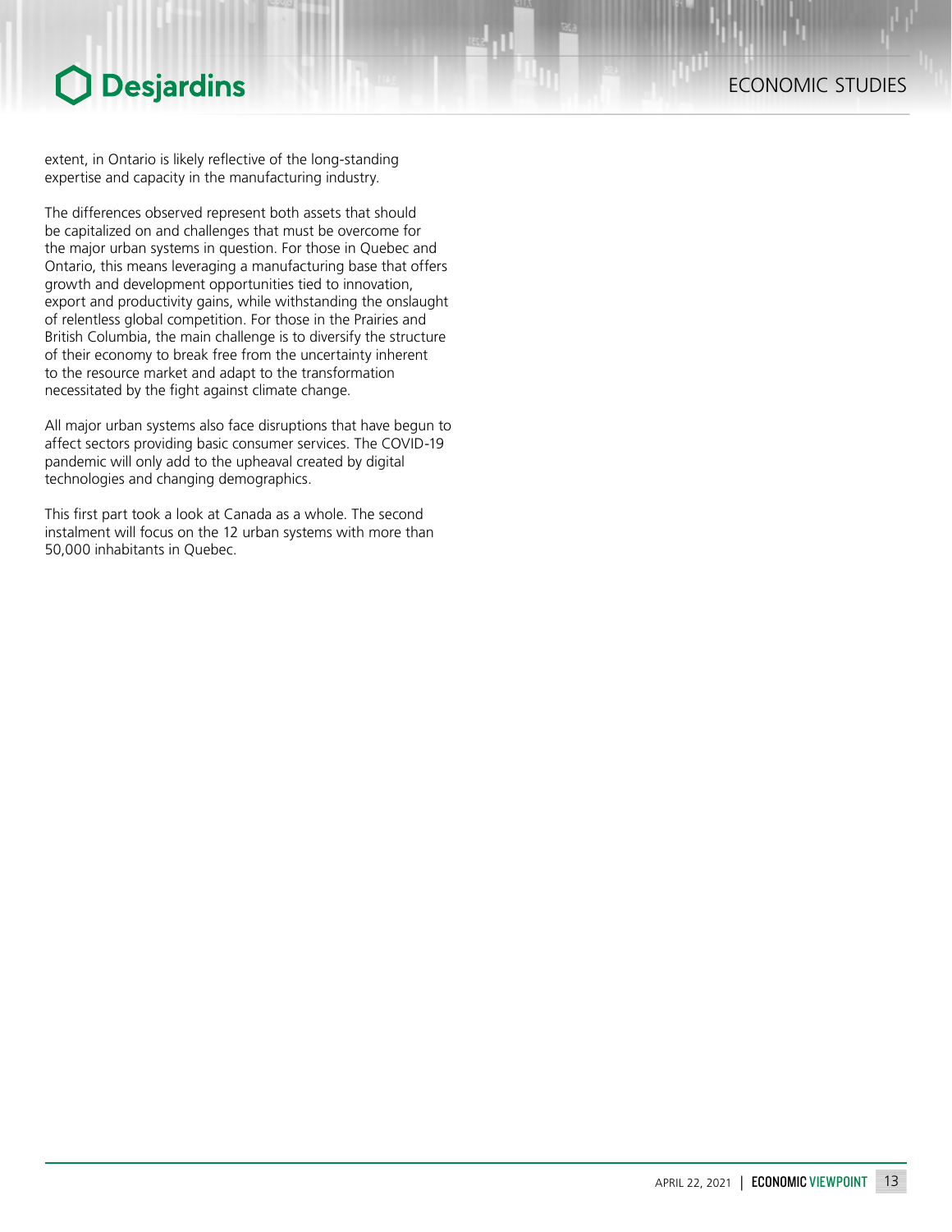extent, in Ontario is likely reflective of the long-standing expertise and capacity in the manufacturing industry.

The differences observed represent both assets that should be capitalized on and challenges that must be overcome for the major urban systems in question. For those in Quebec and Ontario, this means leveraging a manufacturing base that offers growth and development opportunities tied to innovation, export and productivity gains, while withstanding the onslaught of relentless global competition. For those in the Prairies and British Columbia, the main challenge is to diversify the structure of their economy to break free from the uncertainty inherent to the resource market and adapt to the transformation necessitated by the fight against climate change.

All major urban systems also face disruptions that have begun to affect sectors providing basic consumer services. The COVID-19 pandemic will only add to the upheaval created by digital technologies and changing demographics.

This first part took a look at Canada as a whole. The second instalment will focus on the 12 urban systems with more than 50,000 inhabitants in Quebec.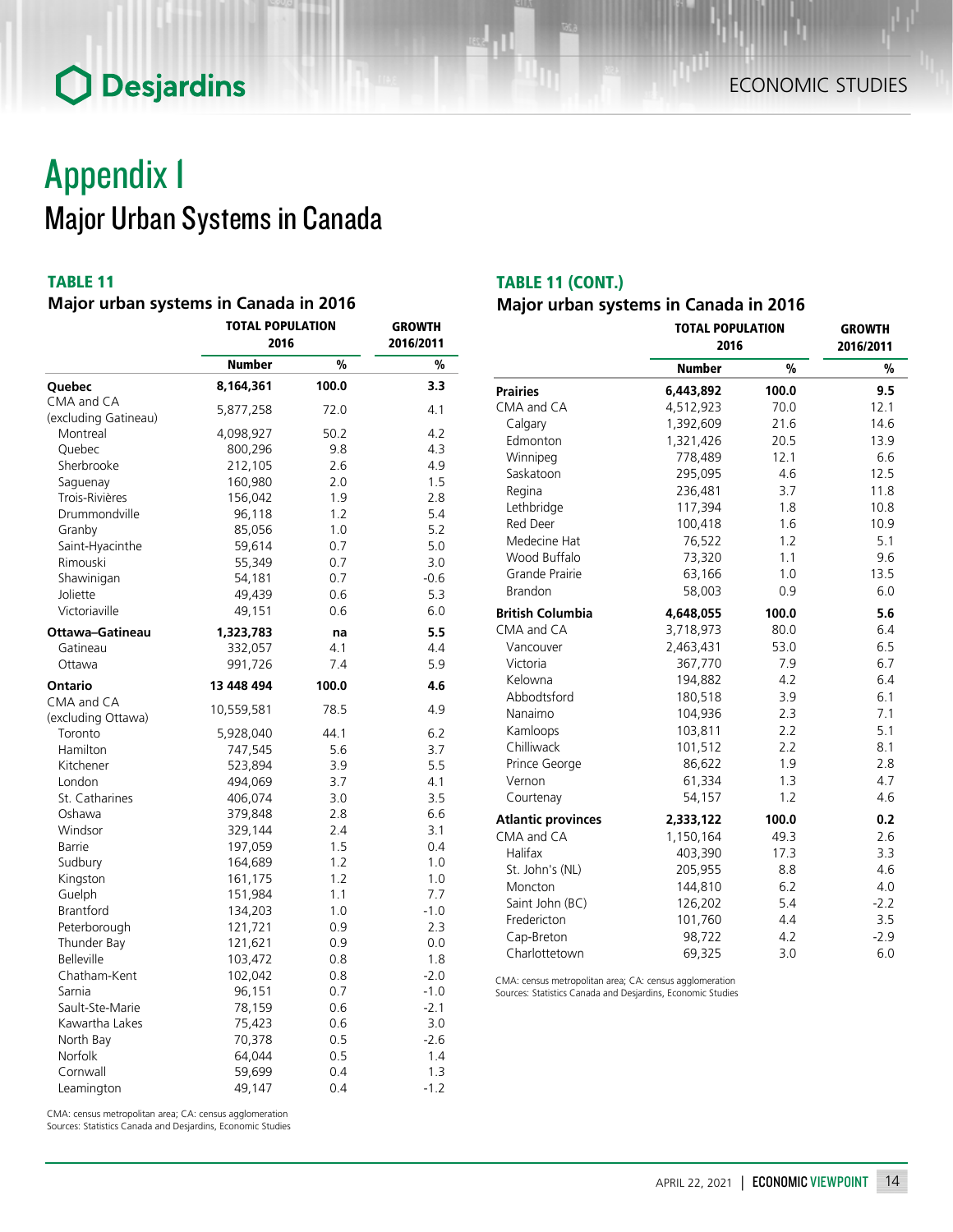# Appendix I

## Major Urban Systems in Canada

### TABLE 11

**Major urban systems in Canada in 2016**

| | TOTAL POPULATION 2016 | | GROWTH 2016/2011 |
|---|---|---|---|
| | **Number** | **%** | **%** |
| **Quebec** | **8,164,361** | **100.0** | **3.3** |
| CMA and CA (excluding Gatineau) | 5,877,258 | 72.0 | 4.1 |
| Montreal | 4,098,927 | 50.2 | 4.2 |
| Quebec | 800,296 | 9.8 | 4.3 |
| Sherbrooke | 212,105 | 2.6 | 4.9 |
| Saguenay | 160,980 | 2.0 | 1.5 |
| Trois-Rivières | 156,042 | 1.9 | 2.8 |
| Drummondville | 96,118 | 1.2 | 5.4 |
| Granby | 85,056 | 1.0 | 5.2 |
| Saint-Hyacinthe | 59,614 | 0.7 | 5.0 |
| Rimouski | 55,349 | 0.7 | 3.0 |
| Shawinigan | 54,181 | 0.7 | -0.6 |
| Joliette | 49,439 | 0.6 | 5.3 |
| Victoriaville | 49,151 | 0.6 | 6.0 |
| **Ottawa–Gatineau** | **1,323,783** | **na** | **5.5** |
| Gatineau | 332,057 | 4.1 | 4.4 |
| Ottawa | 991,726 | 7.4 | 5.9 |
| **Ontario** | **13 448 494** | **100.0** | **4.6** |
| CMA and CA (excluding Ottawa) | 10,559,581 | 78.5 | 4.9 |
| Toronto | 5,928,040 | 44.1 | 6.2 |
| Hamilton | 747,545 | 5.6 | 3.7 |
| Kitchener | 523,894 | 3.9 | 5.5 |
| London | 494,069 | 3.7 | 4.1 |
| St. Catharines | 406,074 | 3.0 | 3.5 |
| Oshawa | 379,848 | 2.8 | 6.6 |
| Windsor | 329,144 | 2.4 | 3.1 |
| Barrie | 197,059 | 1.5 | 0.4 |
| Sudbury | 164,689 | 1.2 | 1.0 |
| Kingston | 161,175 | 1.2 | 1.0 |
| Guelph | 151,984 | 1.1 | 7.7 |
| Brantford | 134,203 | 1.0 | -1.0 |
| Peterborough | 121,721 | 0.9 | 2.3 |
| Thunder Bay | 121,621 | 0.9 | 0.0 |
| Belleville | 103,472 | 0.8 | 1.8 |
| Chatham-Kent | 102,042 | 0.8 | -2.0 |
| Sarnia | 96,151 | 0.7 | -1.0 |
| Sault-Ste-Marie | 78,159 | 0.6 | -2.1 |
| Kawartha Lakes | 75,423 | 0.6 | 3.0 |
| North Bay | 70,378 | 0.5 | -2.6 |
| Norfolk | 64,044 | 0.5 | 1.4 |
| Cornwall | 59,699 | 0.4 | 1.3 |
| Leamington | 49,147 | 0.4 | -1.2 |

CMA: census metropolitan area; CA: census agglomeration
Sources: Statistics Canada and Desjardins, Economic Studies

### TABLE 11 (CONT.)

**Major urban systems in Canada in 2016**

| | TOTAL POPULATION 2016 | | GROWTH 2016/2011 |
|---|---|---|---|
| | **Number** | **%** | **%** |
| **Prairies** | **6,443,892** | **100.0** | **9.5** |
| CMA and CA | 4,512,923 | 70.0 | 12.1 |
| Calgary | 1,392,609 | 21.6 | 14.6 |
| Edmonton | 1,321,426 | 20.5 | 13.9 |
| Winnipeg | 778,489 | 12.1 | 6.6 |
| Saskatoon | 295,095 | 4.6 | 12.5 |
| Regina | 236,481 | 3.7 | 11.8 |
| Lethbridge | 117,394 | 1.8 | 10.8 |
| Red Deer | 100,418 | 1.6 | 10.9 |
| Medecine Hat | 76,522 | 1.2 | 5.1 |
| Wood Buffalo | 73,320 | 1.1 | 9.6 |
| Grande Prairie | 63,166 | 1.0 | 13.5 |
| Brandon | 58,003 | 0.9 | 6.0 |
| **British Columbia** | **4,648,055** | **100.0** | **5.6** |
| CMA and CA | 3,718,973 | 80.0 | 6.4 |
| Vancouver | 2,463,431 | 53.0 | 6.5 |
| Victoria | 367,770 | 7.9 | 6.7 |
| Kelowna | 194,882 | 4.2 | 6.4 |
| Abbodtsford | 180,518 | 3.9 | 6.1 |
| Nanaimo | 104,936 | 2.3 | 7.1 |
| Kamloops | 103,811 | 2.2 | 5.1 |
| Chilliwack | 101,512 | 2.2 | 8.1 |
| Prince George | 86,622 | 1.9 | 2.8 |
| Vernon | 61,334 | 1.3 | 4.7 |
| Courtenay | 54,157 | 1.2 | 4.6 |
| **Atlantic provinces** | **2,333,122** | **100.0** | **0.2** |
| CMA and CA | 1,150,164 | 49.3 | 2.6 |
| Halifax | 403,390 | 17.3 | 3.3 |
| St. John's (NL) | 205,955 | 8.8 | 4.6 |
| Moncton | 144,810 | 6.2 | 4.0 |
| Saint John (BC) | 126,202 | 5.4 | -2.2 |
| Fredericton | 101,760 | 4.4 | 3.5 |
| Cap-Breton | 98,722 | 4.2 | -2.9 |
| Charlottetown | 69,325 | 3.0 | 6.0 |

CMA: census metropolitan area; CA: census agglomeration
Sources: Statistics Canada and Desjardins, Economic Studies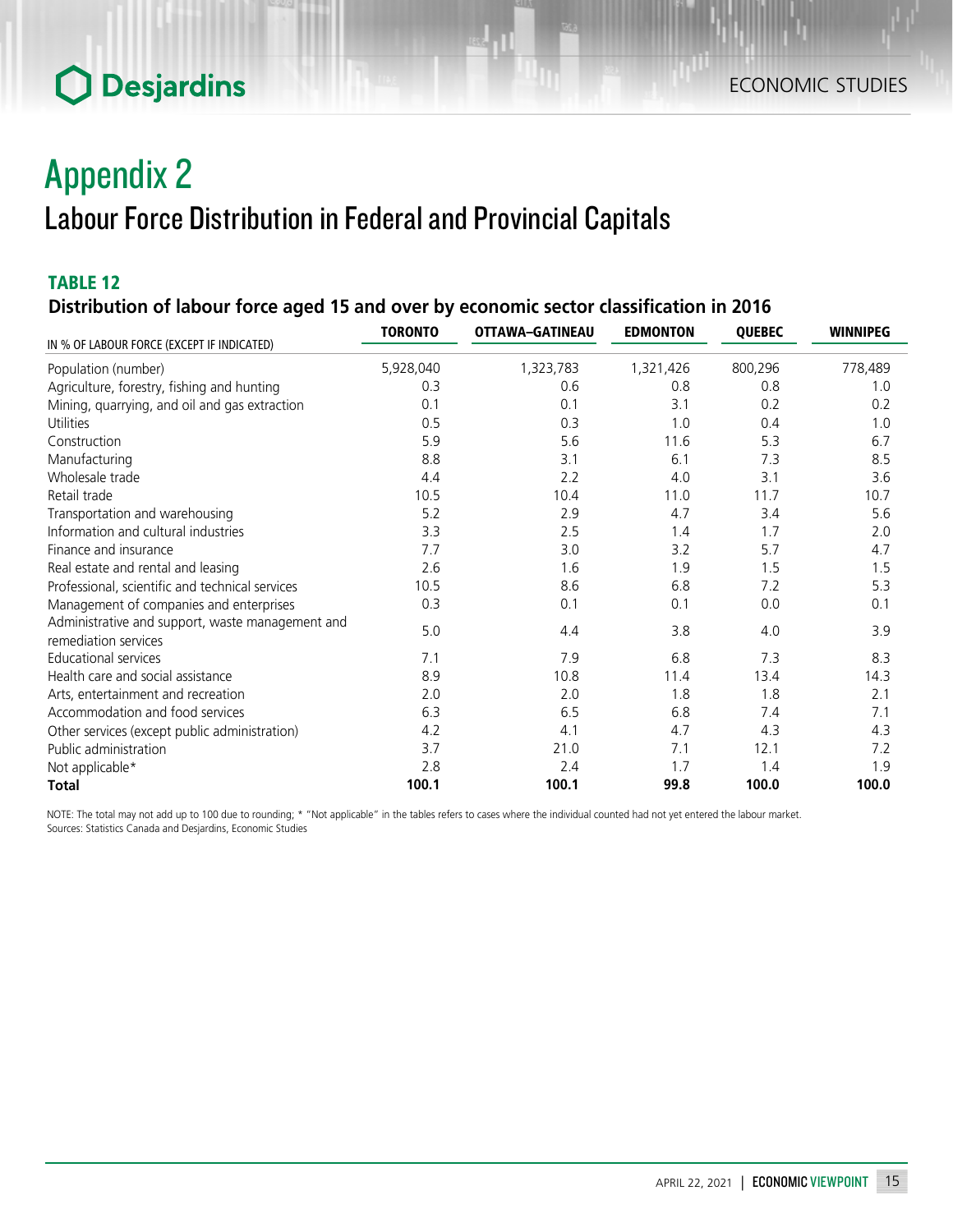# Appendix 2

## Labour Force Distribution in Federal and Provincial Capitals

### TABLE 12

**Distribution of labour force aged 15 and over by economic sector classification in 2016**

| IN % OF LABOUR FORCE (EXCEPT IF INDICATED) | TORONTO | OTTAWA–GATINEAU | EDMONTON | QUEBEC | WINNIPEG |
|---|---|---|---|---|---|
| Population (number) | 5,928,040 | 1,323,783 | 1,321,426 | 800,296 | 778,489 |
| Agriculture, forestry, fishing and hunting | 0.3 | 0.6 | 0.8 | 0.8 | 1.0 |
| Mining, quarrying, and oil and gas extraction | 0.1 | 0.1 | 3.1 | 0.2 | 0.2 |
| Utilities | 0.5 | 0.3 | 1.0 | 0.4 | 1.0 |
| Construction | 5.9 | 5.6 | 11.6 | 5.3 | 6.7 |
| Manufacturing | 8.8 | 3.1 | 6.1 | 7.3 | 8.5 |
| Wholesale trade | 4.4 | 2.2 | 4.0 | 3.1 | 3.6 |
| Retail trade | 10.5 | 10.4 | 11.0 | 11.7 | 10.7 |
| Transportation and warehousing | 5.2 | 2.9 | 4.7 | 3.4 | 5.6 |
| Information and cultural industries | 3.3 | 2.5 | 1.4 | 1.7 | 2.0 |
| Finance and insurance | 7.7 | 3.0 | 3.2 | 5.7 | 4.7 |
| Real estate and rental and leasing | 2.6 | 1.6 | 1.9 | 1.5 | 1.5 |
| Professional, scientific and technical services | 10.5 | 8.6 | 6.8 | 7.2 | 5.3 |
| Management of companies and enterprises | 0.3 | 0.1 | 0.1 | 0.0 | 0.1 |
| Administrative and support, waste management and remediation services | 5.0 | 4.4 | 3.8 | 4.0 | 3.9 |
| Educational services | 7.1 | 7.9 | 6.8 | 7.3 | 8.3 |
| Health care and social assistance | 8.9 | 10.8 | 11.4 | 13.4 | 14.3 |
| Arts, entertainment and recreation | 2.0 | 2.0 | 1.8 | 1.8 | 2.1 |
| Accommodation and food services | 6.3 | 6.5 | 6.8 | 7.4 | 7.1 |
| Other services (except public administration) | 4.2 | 4.1 | 4.7 | 4.3 | 4.3 |
| Public administration | 3.7 | 21.0 | 7.1 | 12.1 | 7.2 |
| Not applicable* | 2.8 | 2.4 | 1.7 | 1.4 | 1.9 |
| **Total** | **100.1** | **100.1** | **99.8** | **100.0** | **100.0** |

NOTE: The total may not add up to 100 due to rounding; * "Not applicable" in the tables refers to cases where the individual counted had not yet entered the labour market.
Sources: Statistics Canada and Desjardins, Economic Studies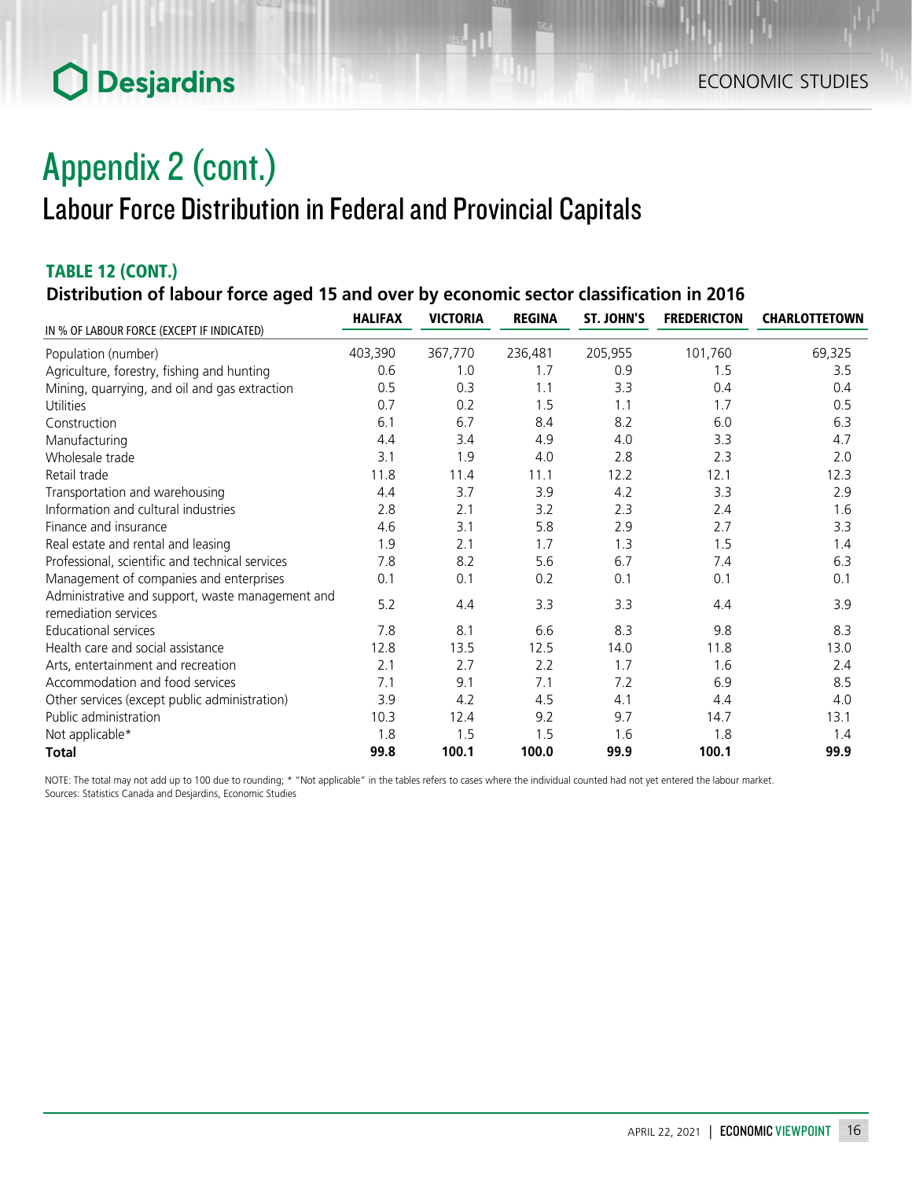# Appendix 2 (cont.)

## Labour Force Distribution in Federal and Provincial Capitals

### TABLE 12 (CONT.)

**Distribution of labour force aged 15 and over by economic sector classification in 2016**

| IN % OF LABOUR FORCE (EXCEPT IF INDICATED) | HALIFAX | VICTORIA | REGINA | ST. JOHN'S | FREDERICTON | CHARLOTTETOWN |
|---|---|---|---|---|---|---|
| Population (number) | 403,390 | 367,770 | 236,481 | 205,955 | 101,760 | 69,325 |
| Agriculture, forestry, fishing and hunting | 0.6 | 1.0 | 1.7 | 0.9 | 1.5 | 3.5 |
| Mining, quarrying, and oil and gas extraction | 0.5 | 0.3 | 1.1 | 3.3 | 0.4 | 0.4 |
| Utilities | 0.7 | 0.2 | 1.5 | 1.1 | 1.7 | 0.5 |
| Construction | 6.1 | 6.7 | 8.4 | 8.2 | 6.0 | 6.3 |
| Manufacturing | 4.4 | 3.4 | 4.9 | 4.0 | 3.3 | 4.7 |
| Wholesale trade | 3.1 | 1.9 | 4.0 | 2.8 | 2.3 | 2.0 |
| Retail trade | 11.8 | 11.4 | 11.1 | 12.2 | 12.1 | 12.3 |
| Transportation and warehousing | 4.4 | 3.7 | 3.9 | 4.2 | 3.3 | 2.9 |
| Information and cultural industries | 2.8 | 2.1 | 3.2 | 2.3 | 2.4 | 1.6 |
| Finance and insurance | 4.6 | 3.1 | 5.8 | 2.9 | 2.7 | 3.3 |
| Real estate and rental and leasing | 1.9 | 2.1 | 1.7 | 1.3 | 1.5 | 1.4 |
| Professional, scientific and technical services | 7.8 | 8.2 | 5.6 | 6.7 | 7.4 | 6.3 |
| Management of companies and enterprises | 0.1 | 0.1 | 0.2 | 0.1 | 0.1 | 0.1 |
| Administrative and support, waste management and remediation services | 5.2 | 4.4 | 3.3 | 3.3 | 4.4 | 3.9 |
| Educational services | 7.8 | 8.1 | 6.6 | 8.3 | 9.8 | 8.3 |
| Health care and social assistance | 12.8 | 13.5 | 12.5 | 14.0 | 11.8 | 13.0 |
| Arts, entertainment and recreation | 2.1 | 2.7 | 2.2 | 1.7 | 1.6 | 2.4 |
| Accommodation and food services | 7.1 | 9.1 | 7.1 | 7.2 | 6.9 | 8.5 |
| Other services (except public administration) | 3.9 | 4.2 | 4.5 | 4.1 | 4.4 | 4.0 |
| Public administration | 10.3 | 12.4 | 9.2 | 9.7 | 14.7 | 13.1 |
| Not applicable* | 1.8 | 1.5 | 1.5 | 1.6 | 1.8 | 1.4 |
| **Total** | **99.8** | **100.1** | **100.0** | **99.9** | **100.1** | **99.9** |

NOTE: The total may not add up to 100 due to rounding; * "Not applicable" in the tables refers to cases where the individual counted had not yet entered the labour market.
Sources: Statistics Canada and Desjardins, Economic Studies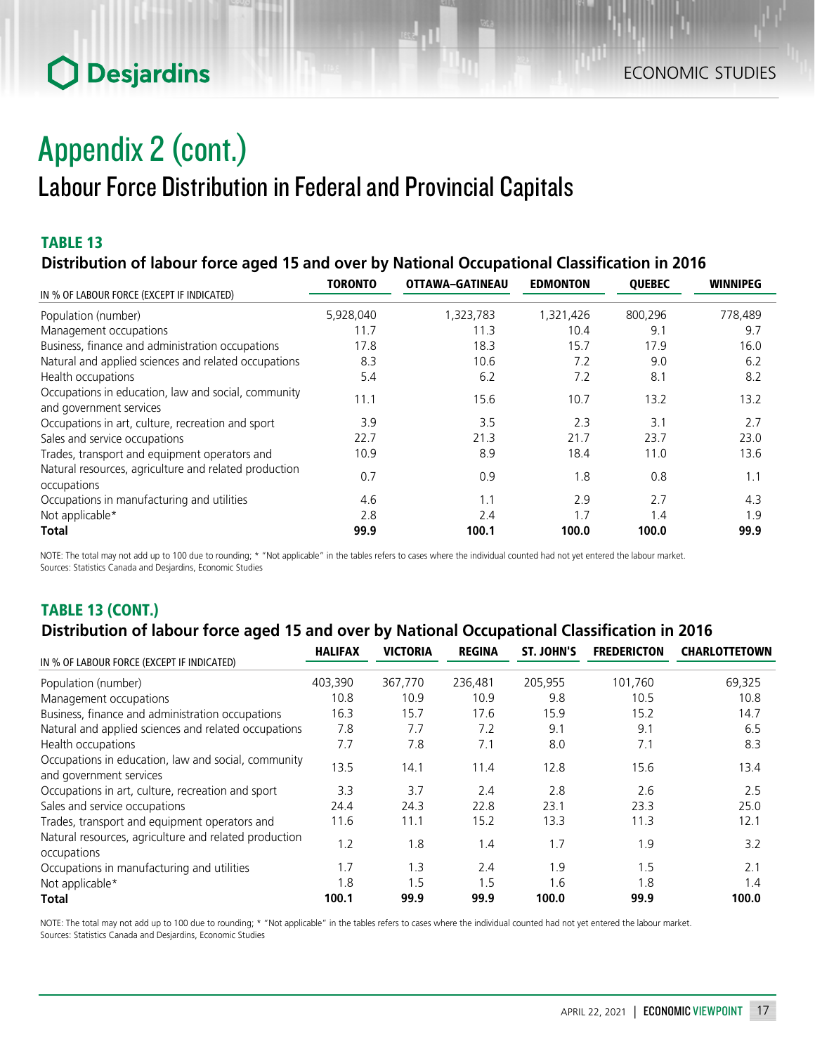# Appendix 2 (cont.)

## Labour Force Distribution in Federal and Provincial Capitals

### TABLE 13

**Distribution of labour force aged 15 and over by National Occupational Classification in 2016**

| IN % OF LABOUR FORCE (EXCEPT IF INDICATED) | TORONTO | OTTAWA–GATINEAU | EDMONTON | QUEBEC | WINNIPEG |
|---|---|---|---|---|---|
| Population (number) | 5,928,040 | 1,323,783 | 1,321,426 | 800,296 | 778,489 |
| Management occupations | 11.7 | 11.3 | 10.4 | 9.1 | 9.7 |
| Business, finance and administration occupations | 17.8 | 18.3 | 15.7 | 17.9 | 16.0 |
| Natural and applied sciences and related occupations | 8.3 | 10.6 | 7.2 | 9.0 | 6.2 |
| Health occupations | 5.4 | 6.2 | 7.2 | 8.1 | 8.2 |
| Occupations in education, law and social, community and government services | 11.1 | 15.6 | 10.7 | 13.2 | 13.2 |
| Occupations in art, culture, recreation and sport | 3.9 | 3.5 | 2.3 | 3.1 | 2.7 |
| Sales and service occupations | 22.7 | 21.3 | 21.7 | 23.7 | 23.0 |
| Trades, transport and equipment operators and | 10.9 | 8.9 | 18.4 | 11.0 | 13.6 |
| Natural resources, agriculture and related production occupations | 0.7 | 0.9 | 1.8 | 0.8 | 1.1 |
| Occupations in manufacturing and utilities | 4.6 | 1.1 | 2.9 | 2.7 | 4.3 |
| Not applicable* | 2.8 | 2.4 | 1.7 | 1.4 | 1.9 |
| **Total** | **99.9** | **100.1** | **100.0** | **100.0** | **99.9** |

NOTE: The total may not add up to 100 due to rounding; * "Not applicable" in the tables refers to cases where the individual counted had not yet entered the labour market.
Sources: Statistics Canada and Desjardins, Economic Studies

### TABLE 13 (CONT.)

**Distribution of labour force aged 15 and over by National Occupational Classification in 2016**

| IN % OF LABOUR FORCE (EXCEPT IF INDICATED) | HALIFAX | VICTORIA | REGINA | ST. JOHN'S | FREDERICTON | CHARLOTTETOWN |
|---|---|---|---|---|---|---|
| Population (number) | 403,390 | 367,770 | 236,481 | 205,955 | 101,760 | 69,325 |
| Management occupations | 10.8 | 10.9 | 10.9 | 9.8 | 10.5 | 10.8 |
| Business, finance and administration occupations | 16.3 | 15.7 | 17.6 | 15.9 | 15.2 | 14.7 |
| Natural and applied sciences and related occupations | 7.8 | 7.7 | 7.2 | 9.1 | 9.1 | 6.5 |
| Health occupations | 7.7 | 7.8 | 7.1 | 8.0 | 7.1 | 8.3 |
| Occupations in education, law and social, community and government services | 13.5 | 14.1 | 11.4 | 12.8 | 15.6 | 13.4 |
| Occupations in art, culture, recreation and sport | 3.3 | 3.7 | 2.4 | 2.8 | 2.6 | 2.5 |
| Sales and service occupations | 24.4 | 24.3 | 22.8 | 23.1 | 23.3 | 25.0 |
| Trades, transport and equipment operators and | 11.6 | 11.1 | 15.2 | 13.3 | 11.3 | 12.1 |
| Natural resources, agriculture and related production occupations | 1.2 | 1.8 | 1.4 | 1.7 | 1.9 | 3.2 |
| Occupations in manufacturing and utilities | 1.7 | 1.3 | 2.4 | 1.9 | 1.5 | 2.1 |
| Not applicable* | 1.8 | 1.5 | 1.5 | 1.6 | 1.8 | 1.4 |
| **Total** | **100.1** | **99.9** | **99.9** | **100.0** | **99.9** | **100.0** |

NOTE: The total may not add up to 100 due to rounding; * "Not applicable" in the tables refers to cases where the individual counted had not yet entered the labour market.
Sources: Statistics Canada and Desjardins, Economic Studies